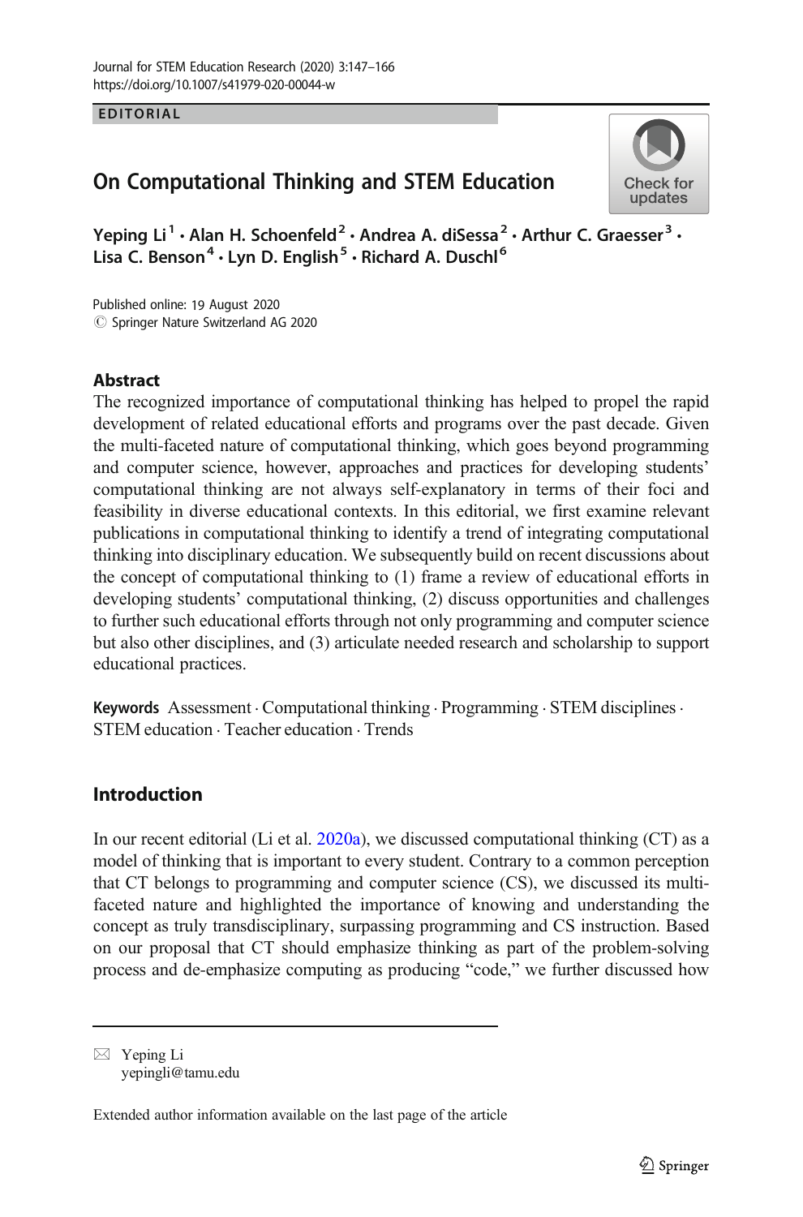EDITORIAL

# On Computational Thinking and STEM Education

Yeping Li[1] · Alan H. Schoenfeld[2] · Andrea A. diSessa[2] · Arthur C. Graesser[3] · Lisa C. Benson[4] · Lyn D. English[5] · Richard A. Duschl[6]

Published online: 19 August 2020
© Springer Nature Switzerland AG 2020

## Abstract

The recognized importance of computational thinking has helped to propel the rapid development of related educational efforts and programs over the past decade. Given the multi-faceted nature of computational thinking, which goes beyond programming and computer science, however, approaches and practices for developing students' computational thinking are not always self-explanatory in terms of their foci and feasibility in diverse educational contexts. In this editorial, we first examine relevant publications in computational thinking to identify a trend of integrating computational thinking into disciplinary education. We subsequently build on recent discussions about the concept of computational thinking to (1) frame a review of educational efforts in developing students' computational thinking, (2) discuss opportunities and challenges to further such educational efforts through not only programming and computer science but also other disciplines, and (3) articulate needed research and scholarship to support educational practices.

**Keywords** Assessment · Computational thinking · Programming · STEM disciplines · STEM education · Teacher education · Trends

## Introduction

In our recent editorial (Li et al. 2020a), we discussed computational thinking (CT) as a model of thinking that is important to every student. Contrary to a common perception that CT belongs to programming and computer science (CS), we discussed its multi-faceted nature and highlighted the importance of knowing and understanding the concept as truly transdisciplinary, surpassing programming and CS instruction. Based on our proposal that CT should emphasize thinking as part of the problem-solving process and de-emphasize computing as producing "code," we further discussed how

---

✉ Yeping Li
yepingli@tamu.edu

Extended author information available on the last page of the article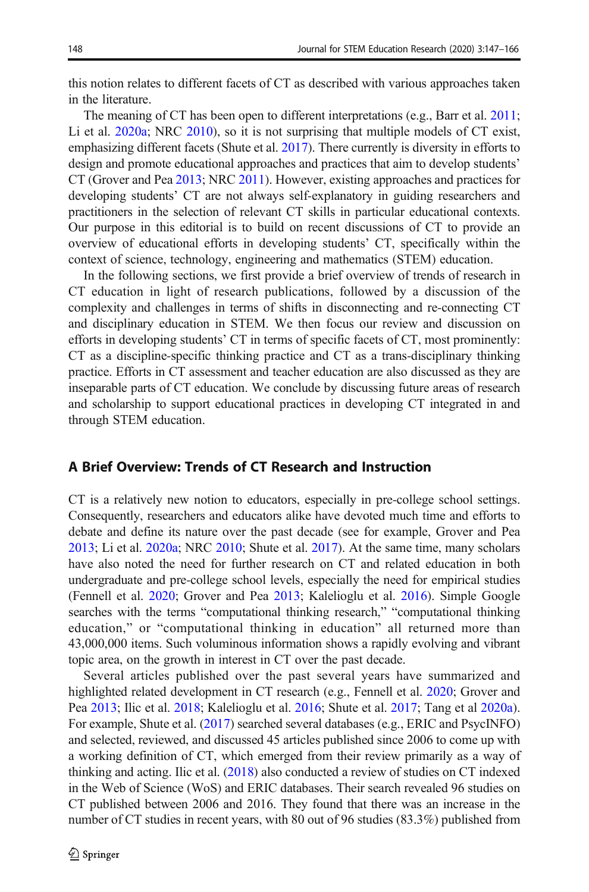this notion relates to different facets of CT as described with various approaches taken in the literature.

The meaning of CT has been open to different interpretations (e.g., Barr et al. 2011; Li et al. 2020a; NRC 2010), so it is not surprising that multiple models of CT exist, emphasizing different facets (Shute et al. 2017). There currently is diversity in efforts to design and promote educational approaches and practices that aim to develop students' CT (Grover and Pea 2013; NRC 2011). However, existing approaches and practices for developing students' CT are not always self-explanatory in guiding researchers and practitioners in the selection of relevant CT skills in particular educational contexts. Our purpose in this editorial is to build on recent discussions of CT to provide an overview of educational efforts in developing students' CT, specifically within the context of science, technology, engineering and mathematics (STEM) education.

In the following sections, we first provide a brief overview of trends of research in CT education in light of research publications, followed by a discussion of the complexity and challenges in terms of shifts in disconnecting and re-connecting CT and disciplinary education in STEM. We then focus our review and discussion on efforts in developing students' CT in terms of specific facets of CT, most prominently: CT as a discipline-specific thinking practice and CT as a trans-disciplinary thinking practice. Efforts in CT assessment and teacher education are also discussed as they are inseparable parts of CT education. We conclude by discussing future areas of research and scholarship to support educational practices in developing CT integrated in and through STEM education.

## A Brief Overview: Trends of CT Research and Instruction

CT is a relatively new notion to educators, especially in pre-college school settings. Consequently, researchers and educators alike have devoted much time and efforts to debate and define its nature over the past decade (see for example, Grover and Pea 2013; Li et al. 2020a; NRC 2010; Shute et al. 2017). At the same time, many scholars have also noted the need for further research on CT and related education in both undergraduate and pre-college school levels, especially the need for empirical studies (Fennell et al. 2020; Grover and Pea 2013; Kalelioglu et al. 2016). Simple Google searches with the terms "computational thinking research," "computational thinking education," or "computational thinking in education" all returned more than 43,000,000 items. Such voluminous information shows a rapidly evolving and vibrant topic area, on the growth in interest in CT over the past decade.

Several articles published over the past several years have summarized and highlighted related development in CT research (e.g., Fennell et al. 2020; Grover and Pea 2013; Ilic et al. 2018; Kalelioglu et al. 2016; Shute et al. 2017; Tang et al 2020a). For example, Shute et al. (2017) searched several databases (e.g., ERIC and PsycINFO) and selected, reviewed, and discussed 45 articles published since 2006 to come up with a working definition of CT, which emerged from their review primarily as a way of thinking and acting. Ilic et al. (2018) also conducted a review of studies on CT indexed in the Web of Science (WoS) and ERIC databases. Their search revealed 96 studies on CT published between 2006 and 2016. They found that there was an increase in the number of CT studies in recent years, with 80 out of 96 studies (83.3%) published from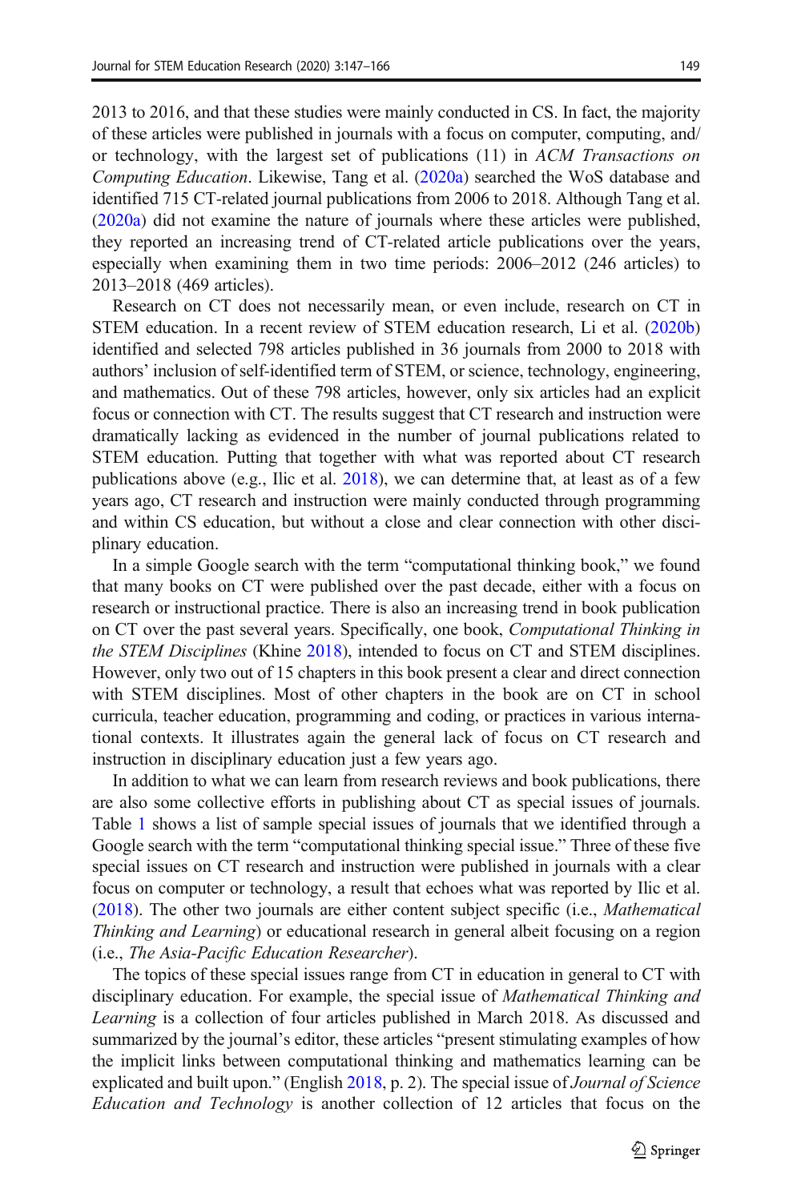2013 to 2016, and that these studies were mainly conducted in CS. In fact, the majority of these articles were published in journals with a focus on computer, computing, and/or technology, with the largest set of publications (11) in *ACM Transactions on Computing Education*. Likewise, Tang et al. (2020a) searched the WoS database and identified 715 CT-related journal publications from 2006 to 2018. Although Tang et al. (2020a) did not examine the nature of journals where these articles were published, they reported an increasing trend of CT-related article publications over the years, especially when examining them in two time periods: 2006–2012 (246 articles) to 2013–2018 (469 articles).

Research on CT does not necessarily mean, or even include, research on CT in STEM education. In a recent review of STEM education research, Li et al. (2020b) identified and selected 798 articles published in 36 journals from 2000 to 2018 with authors' inclusion of self-identified term of STEM, or science, technology, engineering, and mathematics. Out of these 798 articles, however, only six articles had an explicit focus or connection with CT. The results suggest that CT research and instruction were dramatically lacking as evidenced in the number of journal publications related to STEM education. Putting that together with what was reported about CT research publications above (e.g., Ilic et al. 2018), we can determine that, at least as of a few years ago, CT research and instruction were mainly conducted through programming and within CS education, but without a close and clear connection with other disciplinary education.

In a simple Google search with the term "computational thinking book," we found that many books on CT were published over the past decade, either with a focus on research or instructional practice. There is also an increasing trend in book publication on CT over the past several years. Specifically, one book, *Computational Thinking in the STEM Disciplines* (Khine 2018), intended to focus on CT and STEM disciplines. However, only two out of 15 chapters in this book present a clear and direct connection with STEM disciplines. Most of other chapters in the book are on CT in school curricula, teacher education, programming and coding, or practices in various international contexts. It illustrates again the general lack of focus on CT research and instruction in disciplinary education just a few years ago.

In addition to what we can learn from research reviews and book publications, there are also some collective efforts in publishing about CT as special issues of journals. Table 1 shows a list of sample special issues of journals that we identified through a Google search with the term "computational thinking special issue." Three of these five special issues on CT research and instruction were published in journals with a clear focus on computer or technology, a result that echoes what was reported by Ilic et al. (2018). The other two journals are either content subject specific (i.e., *Mathematical Thinking and Learning*) or educational research in general albeit focusing on a region (i.e., *The Asia-Pacific Education Researcher*).

The topics of these special issues range from CT in education in general to CT with disciplinary education. For example, the special issue of *Mathematical Thinking and Learning* is a collection of four articles published in March 2018. As discussed and summarized by the journal's editor, these articles "present stimulating examples of how the implicit links between computational thinking and mathematics learning can be explicated and built upon." (English 2018, p. 2). The special issue of *Journal of Science Education and Technology* is another collection of 12 articles that focus on the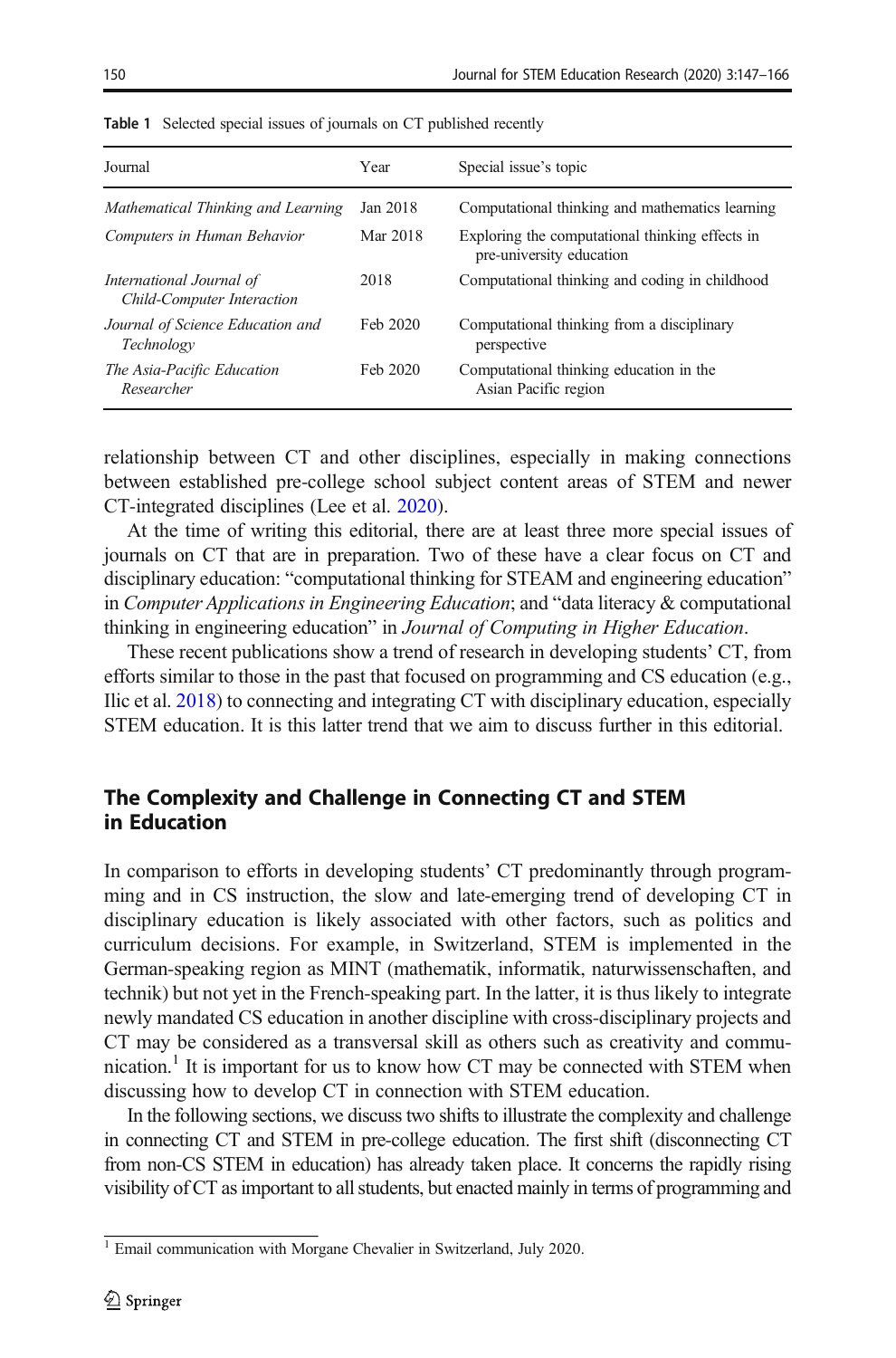**Table 1** Selected special issues of journals on CT published recently

| Journal | Year | Special issue's topic |
|---|---|---|
| *Mathematical Thinking and Learning* | Jan 2018 | Computational thinking and mathematics learning |
| *Computers in Human Behavior* | Mar 2018 | Exploring the computational thinking effects in pre-university education |
| *International Journal of Child-Computer Interaction* | 2018 | Computational thinking and coding in childhood |
| *Journal of Science Education and Technology* | Feb 2020 | Computational thinking from a disciplinary perspective |
| *The Asia-Pacific Education Researcher* | Feb 2020 | Computational thinking education in the Asian Pacific region |

relationship between CT and other disciplines, especially in making connections between established pre-college school subject content areas of STEM and newer CT-integrated disciplines (Lee et al. 2020).

At the time of writing this editorial, there are at least three more special issues of journals on CT that are in preparation. Two of these have a clear focus on CT and disciplinary education: "computational thinking for STEAM and engineering education" in *Computer Applications in Engineering Education*; and "data literacy & computational thinking in engineering education" in *Journal of Computing in Higher Education*.

These recent publications show a trend of research in developing students' CT, from efforts similar to those in the past that focused on programming and CS education (e.g., Ilic et al. 2018) to connecting and integrating CT with disciplinary education, especially STEM education. It is this latter trend that we aim to discuss further in this editorial.

## The Complexity and Challenge in Connecting CT and STEM in Education

In comparison to efforts in developing students' CT predominantly through programming and in CS instruction, the slow and late-emerging trend of developing CT in disciplinary education is likely associated with other factors, such as politics and curriculum decisions. For example, in Switzerland, STEM is implemented in the German-speaking region as MINT (mathematik, informatik, naturwissenschaften, and technik) but not yet in the French-speaking part. In the latter, it is thus likely to integrate newly mandated CS education in another discipline with cross-disciplinary projects and CT may be considered as a transversal skill as others such as creativity and communication.[1] It is important for us to know how CT may be connected with STEM when discussing how to develop CT in connection with STEM education.

In the following sections, we discuss two shifts to illustrate the complexity and challenge in connecting CT and STEM in pre-college education. The first shift (disconnecting CT from non-CS STEM in education) has already taken place. It concerns the rapidly rising visibility of CT as important to all students, but enacted mainly in terms of programming and

[1] Email communication with Morgane Chevalier in Switzerland, July 2020.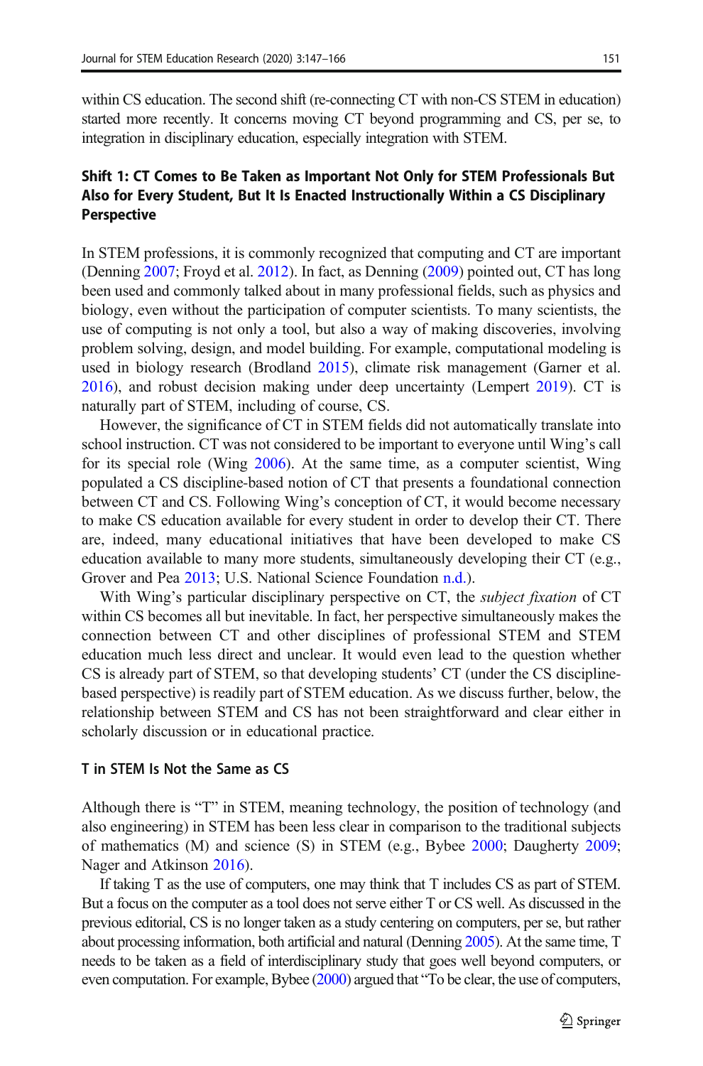within CS education. The second shift (re-connecting CT with non-CS STEM in education) started more recently. It concerns moving CT beyond programming and CS, per se, to integration in disciplinary education, especially integration with STEM.

## Shift 1: CT Comes to Be Taken as Important Not Only for STEM Professionals But Also for Every Student, But It Is Enacted Instructionally Within a CS Disciplinary Perspective

In STEM professions, it is commonly recognized that computing and CT are important (Denning 2007; Froyd et al. 2012). In fact, as Denning (2009) pointed out, CT has long been used and commonly talked about in many professional fields, such as physics and biology, even without the participation of computer scientists. To many scientists, the use of computing is not only a tool, but also a way of making discoveries, involving problem solving, design, and model building. For example, computational modeling is used in biology research (Brodland 2015), climate risk management (Garner et al. 2016), and robust decision making under deep uncertainty (Lempert 2019). CT is naturally part of STEM, including of course, CS.

However, the significance of CT in STEM fields did not automatically translate into school instruction. CT was not considered to be important to everyone until Wing's call for its special role (Wing 2006). At the same time, as a computer scientist, Wing populated a CS discipline-based notion of CT that presents a foundational connection between CT and CS. Following Wing's conception of CT, it would become necessary to make CS education available for every student in order to develop their CT. There are, indeed, many educational initiatives that have been developed to make CS education available to many more students, simultaneously developing their CT (e.g., Grover and Pea 2013; U.S. National Science Foundation n.d.).

With Wing's particular disciplinary perspective on CT, the *subject fixation* of CT within CS becomes all but inevitable. In fact, her perspective simultaneously makes the connection between CT and other disciplines of professional STEM and STEM education much less direct and unclear. It would even lead to the question whether CS is already part of STEM, so that developing students' CT (under the CS discipline-based perspective) is readily part of STEM education. As we discuss further, below, the relationship between STEM and CS has not been straightforward and clear either in scholarly discussion or in educational practice.

### T in STEM Is Not the Same as CS

Although there is "T" in STEM, meaning technology, the position of technology (and also engineering) in STEM has been less clear in comparison to the traditional subjects of mathematics (M) and science (S) in STEM (e.g., Bybee 2000; Daugherty 2009; Nager and Atkinson 2016).

If taking T as the use of computers, one may think that T includes CS as part of STEM. But a focus on the computer as a tool does not serve either T or CS well. As discussed in the previous editorial, CS is no longer taken as a study centering on computers, per se, but rather about processing information, both artificial and natural (Denning 2005). At the same time, T needs to be taken as a field of interdisciplinary study that goes well beyond computers, or even computation. For example, Bybee (2000) argued that "To be clear, the use of computers,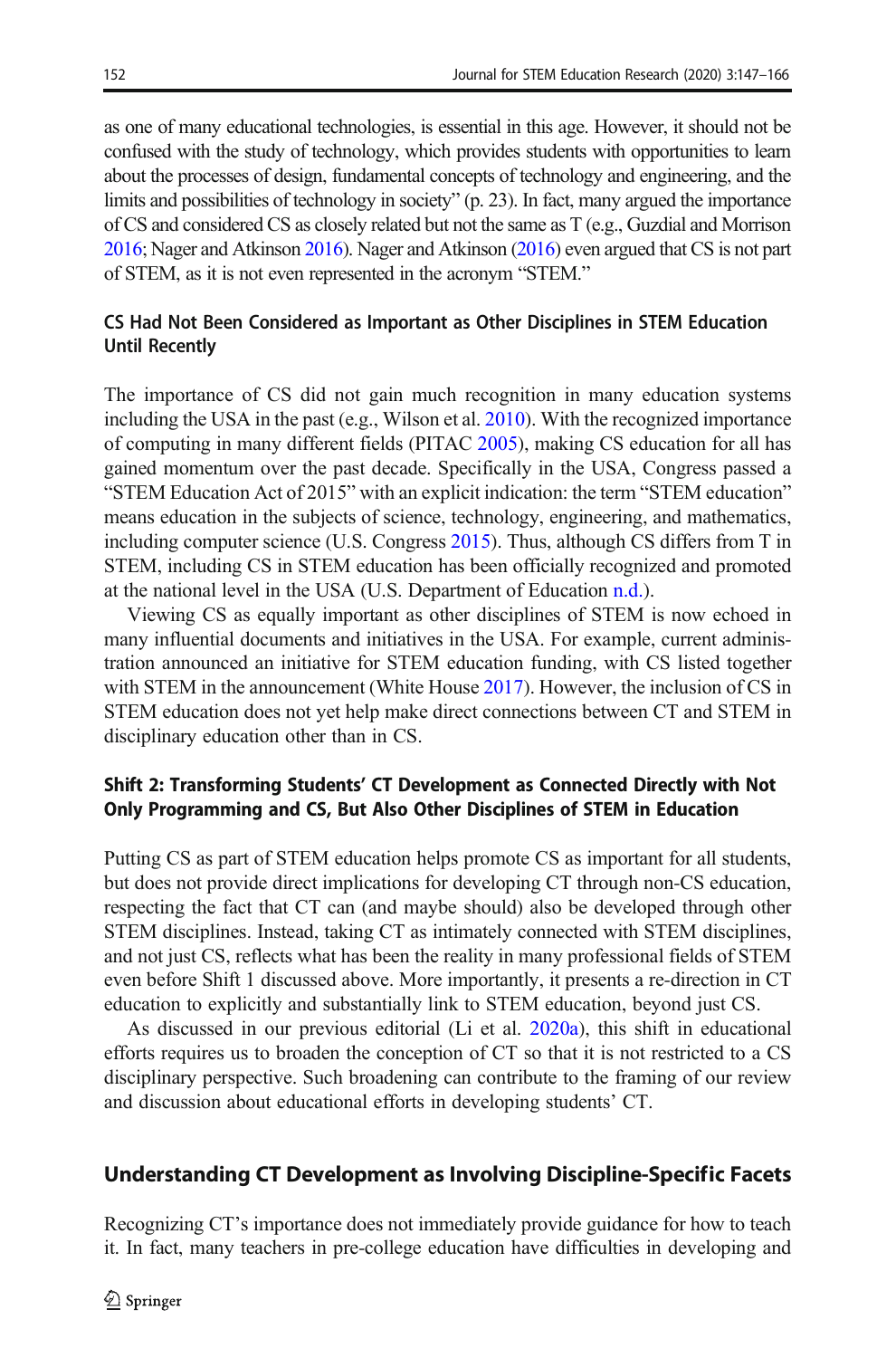as one of many educational technologies, is essential in this age. However, it should not be confused with the study of technology, which provides students with opportunities to learn about the processes of design, fundamental concepts of technology and engineering, and the limits and possibilities of technology in society" (p. 23). In fact, many argued the importance of CS and considered CS as closely related but not the same as T (e.g., Guzdial and Morrison 2016; Nager and Atkinson 2016). Nager and Atkinson (2016) even argued that CS is not part of STEM, as it is not even represented in the acronym "STEM."

### CS Had Not Been Considered as Important as Other Disciplines in STEM Education Until Recently

The importance of CS did not gain much recognition in many education systems including the USA in the past (e.g., Wilson et al. 2010). With the recognized importance of computing in many different fields (PITAC 2005), making CS education for all has gained momentum over the past decade. Specifically in the USA, Congress passed a "STEM Education Act of 2015" with an explicit indication: the term "STEM education" means education in the subjects of science, technology, engineering, and mathematics, including computer science (U.S. Congress 2015). Thus, although CS differs from T in STEM, including CS in STEM education has been officially recognized and promoted at the national level in the USA (U.S. Department of Education n.d.).

Viewing CS as equally important as other disciplines of STEM is now echoed in many influential documents and initiatives in the USA. For example, current administration announced an initiative for STEM education funding, with CS listed together with STEM in the announcement (White House 2017). However, the inclusion of CS in STEM education does not yet help make direct connections between CT and STEM in disciplinary education other than in CS.

### Shift 2: Transforming Students' CT Development as Connected Directly with Not Only Programming and CS, But Also Other Disciplines of STEM in Education

Putting CS as part of STEM education helps promote CS as important for all students, but does not provide direct implications for developing CT through non-CS education, respecting the fact that CT can (and maybe should) also be developed through other STEM disciplines. Instead, taking CT as intimately connected with STEM disciplines, and not just CS, reflects what has been the reality in many professional fields of STEM even before Shift 1 discussed above. More importantly, it presents a re-direction in CT education to explicitly and substantially link to STEM education, beyond just CS.

As discussed in our previous editorial (Li et al. 2020a), this shift in educational efforts requires us to broaden the conception of CT so that it is not restricted to a CS disciplinary perspective. Such broadening can contribute to the framing of our review and discussion about educational efforts in developing students' CT.

## Understanding CT Development as Involving Discipline-Specific Facets

Recognizing CT's importance does not immediately provide guidance for how to teach it. In fact, many teachers in pre-college education have difficulties in developing and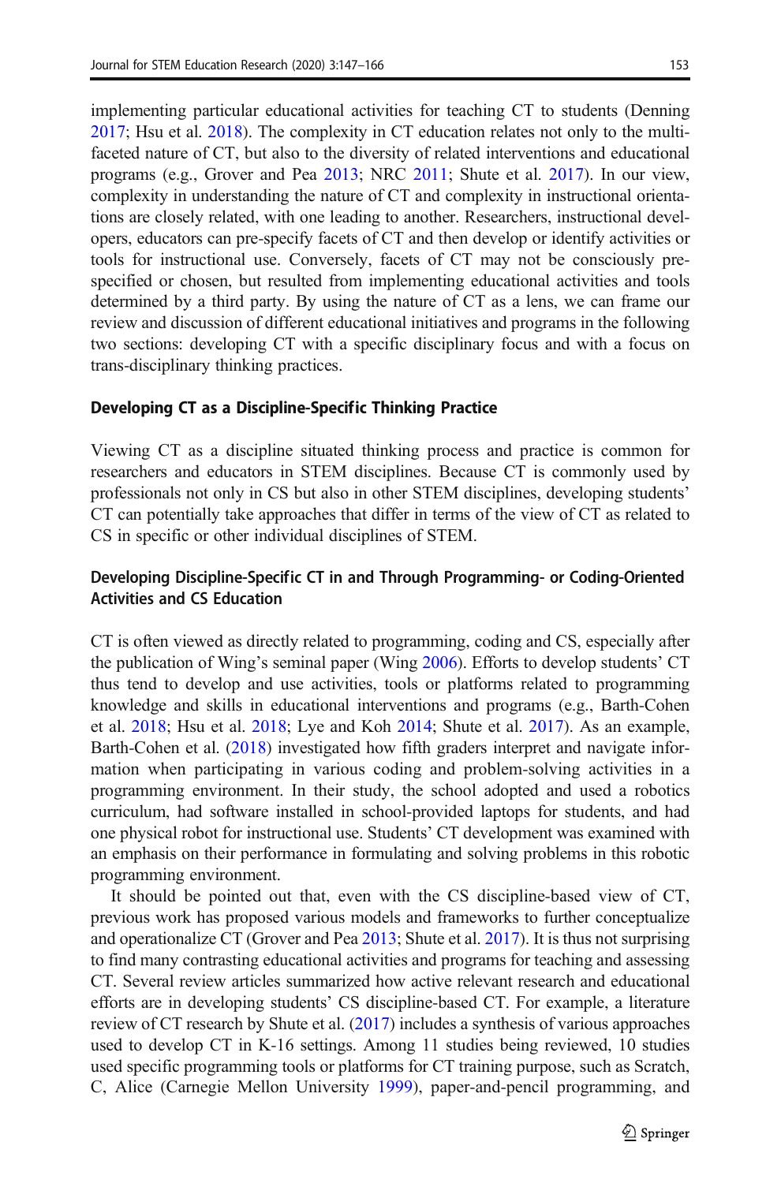implementing particular educational activities for teaching CT to students (Denning 2017; Hsu et al. 2018). The complexity in CT education relates not only to the multi-faceted nature of CT, but also to the diversity of related interventions and educational programs (e.g., Grover and Pea 2013; NRC 2011; Shute et al. 2017). In our view, complexity in understanding the nature of CT and complexity in instructional orientations are closely related, with one leading to another. Researchers, instructional developers, educators can pre-specify facets of CT and then develop or identify activities or tools for instructional use. Conversely, facets of CT may not be consciously pre-specified or chosen, but resulted from implementing educational activities and tools determined by a third party. By using the nature of CT as a lens, we can frame our review and discussion of different educational initiatives and programs in the following two sections: developing CT with a specific disciplinary focus and with a focus on trans-disciplinary thinking practices.

## Developing CT as a Discipline-Specific Thinking Practice

Viewing CT as a discipline situated thinking process and practice is common for researchers and educators in STEM disciplines. Because CT is commonly used by professionals not only in CS but also in other STEM disciplines, developing students' CT can potentially take approaches that differ in terms of the view of CT as related to CS in specific or other individual disciplines of STEM.

### Developing Discipline-Specific CT in and Through Programming- or Coding-Oriented Activities and CS Education

CT is often viewed as directly related to programming, coding and CS, especially after the publication of Wing's seminal paper (Wing 2006). Efforts to develop students' CT thus tend to develop and use activities, tools or platforms related to programming knowledge and skills in educational interventions and programs (e.g., Barth-Cohen et al. 2018; Hsu et al. 2018; Lye and Koh 2014; Shute et al. 2017). As an example, Barth-Cohen et al. (2018) investigated how fifth graders interpret and navigate information when participating in various coding and problem-solving activities in a programming environment. In their study, the school adopted and used a robotics curriculum, had software installed in school-provided laptops for students, and had one physical robot for instructional use. Students' CT development was examined with an emphasis on their performance in formulating and solving problems in this robotic programming environment.

It should be pointed out that, even with the CS discipline-based view of CT, previous work has proposed various models and frameworks to further conceptualize and operationalize CT (Grover and Pea 2013; Shute et al. 2017). It is thus not surprising to find many contrasting educational activities and programs for teaching and assessing CT. Several review articles summarized how active relevant research and educational efforts are in developing students' CS discipline-based CT. For example, a literature review of CT research by Shute et al. (2017) includes a synthesis of various approaches used to develop CT in K-16 settings. Among 11 studies being reviewed, 10 studies used specific programming tools or platforms for CT training purpose, such as Scratch, C, Alice (Carnegie Mellon University 1999), paper-and-pencil programming, and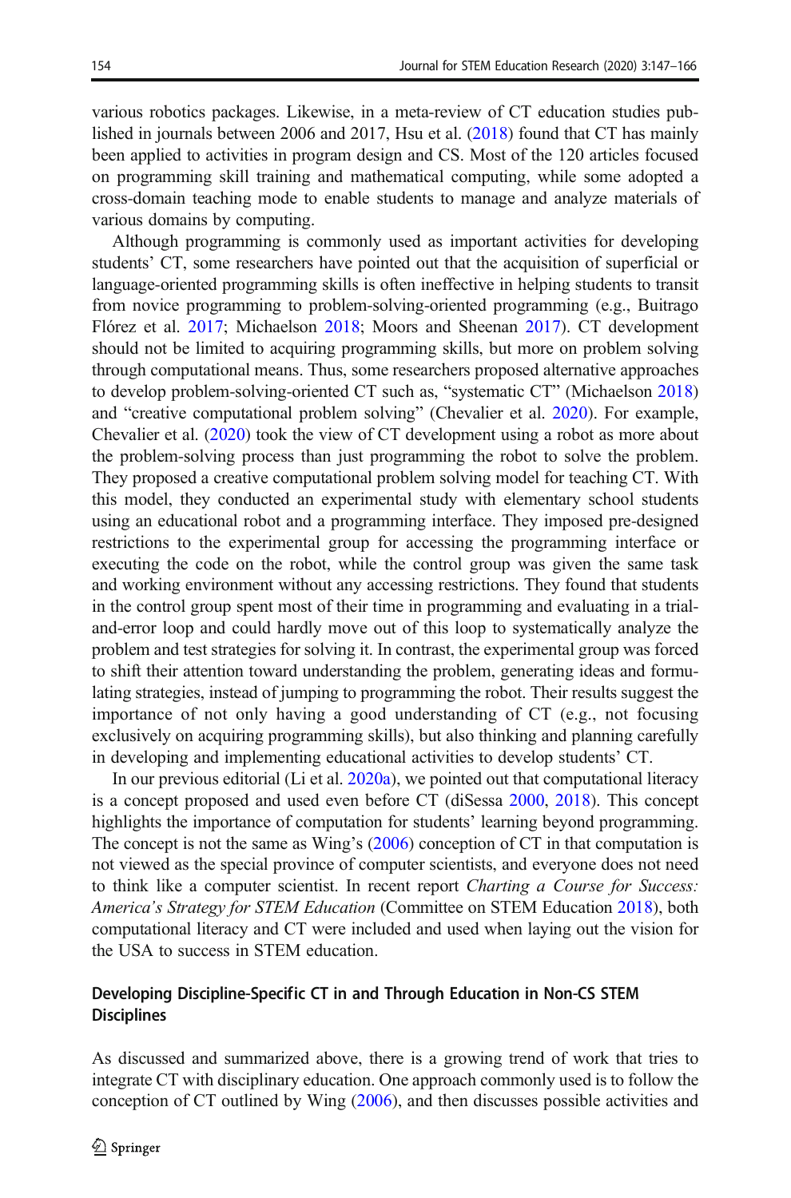various robotics packages. Likewise, in a meta-review of CT education studies published in journals between 2006 and 2017, Hsu et al. (2018) found that CT has mainly been applied to activities in program design and CS. Most of the 120 articles focused on programming skill training and mathematical computing, while some adopted a cross-domain teaching mode to enable students to manage and analyze materials of various domains by computing.

Although programming is commonly used as important activities for developing students' CT, some researchers have pointed out that the acquisition of superficial or language-oriented programming skills is often ineffective in helping students to transit from novice programming to problem-solving-oriented programming (e.g., Buitrago Flórez et al. 2017; Michaelson 2018; Moors and Sheenan 2017). CT development should not be limited to acquiring programming skills, but more on problem solving through computational means. Thus, some researchers proposed alternative approaches to develop problem-solving-oriented CT such as, "systematic CT" (Michaelson 2018) and "creative computational problem solving" (Chevalier et al. 2020). For example, Chevalier et al. (2020) took the view of CT development using a robot as more about the problem-solving process than just programming the robot to solve the problem. They proposed a creative computational problem solving model for teaching CT. With this model, they conducted an experimental study with elementary school students using an educational robot and a programming interface. They imposed pre-designed restrictions to the experimental group for accessing the programming interface or executing the code on the robot, while the control group was given the same task and working environment without any accessing restrictions. They found that students in the control group spent most of their time in programming and evaluating in a trial-and-error loop and could hardly move out of this loop to systematically analyze the problem and test strategies for solving it. In contrast, the experimental group was forced to shift their attention toward understanding the problem, generating ideas and formulating strategies, instead of jumping to programming the robot. Their results suggest the importance of not only having a good understanding of CT (e.g., not focusing exclusively on acquiring programming skills), but also thinking and planning carefully in developing and implementing educational activities to develop students' CT.

In our previous editorial (Li et al. 2020a), we pointed out that computational literacy is a concept proposed and used even before CT (diSessa 2000, 2018). This concept highlights the importance of computation for students' learning beyond programming. The concept is not the same as Wing's (2006) conception of CT in that computation is not viewed as the special province of computer scientists, and everyone does not need to think like a computer scientist. In recent report *Charting a Course for Success: America's Strategy for STEM Education* (Committee on STEM Education 2018), both computational literacy and CT were included and used when laying out the vision for the USA to success in STEM education.

### Developing Discipline-Specific CT in and Through Education in Non-CS STEM Disciplines

As discussed and summarized above, there is a growing trend of work that tries to integrate CT with disciplinary education. One approach commonly used is to follow the conception of CT outlined by Wing (2006), and then discusses possible activities and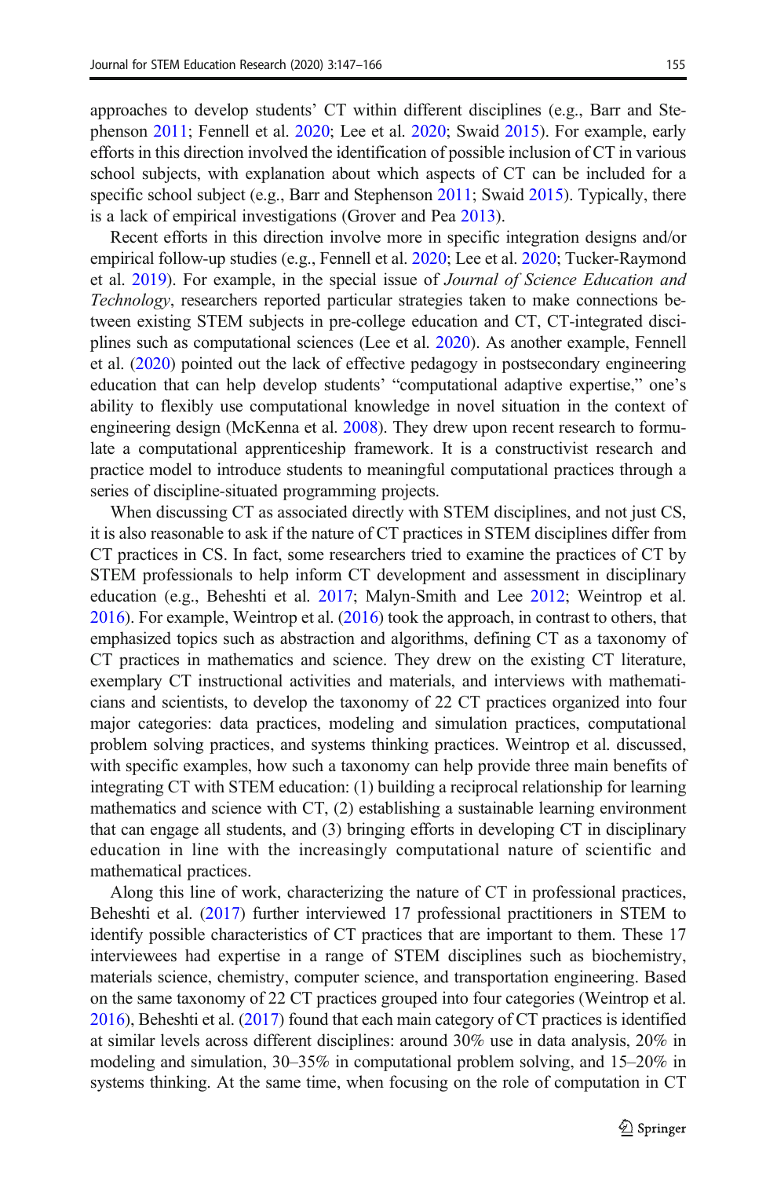approaches to develop students' CT within different disciplines (e.g., Barr and Stephenson 2011; Fennell et al. 2020; Lee et al. 2020; Swaid 2015). For example, early efforts in this direction involved the identification of possible inclusion of CT in various school subjects, with explanation about which aspects of CT can be included for a specific school subject (e.g., Barr and Stephenson 2011; Swaid 2015). Typically, there is a lack of empirical investigations (Grover and Pea 2013).

Recent efforts in this direction involve more in specific integration designs and/or empirical follow-up studies (e.g., Fennell et al. 2020; Lee et al. 2020; Tucker-Raymond et al. 2019). For example, in the special issue of *Journal of Science Education and Technology*, researchers reported particular strategies taken to make connections between existing STEM subjects in pre-college education and CT, CT-integrated disciplines such as computational sciences (Lee et al. 2020). As another example, Fennell et al. (2020) pointed out the lack of effective pedagogy in postsecondary engineering education that can help develop students' "computational adaptive expertise," one's ability to flexibly use computational knowledge in novel situation in the context of engineering design (McKenna et al. 2008). They drew upon recent research to formulate a computational apprenticeship framework. It is a constructivist research and practice model to introduce students to meaningful computational practices through a series of discipline-situated programming projects.

When discussing CT as associated directly with STEM disciplines, and not just CS, it is also reasonable to ask if the nature of CT practices in STEM disciplines differ from CT practices in CS. In fact, some researchers tried to examine the practices of CT by STEM professionals to help inform CT development and assessment in disciplinary education (e.g., Beheshti et al. 2017; Malyn-Smith and Lee 2012; Weintrop et al. 2016). For example, Weintrop et al. (2016) took the approach, in contrast to others, that emphasized topics such as abstraction and algorithms, defining CT as a taxonomy of CT practices in mathematics and science. They drew on the existing CT literature, exemplary CT instructional activities and materials, and interviews with mathematicians and scientists, to develop the taxonomy of 22 CT practices organized into four major categories: data practices, modeling and simulation practices, computational problem solving practices, and systems thinking practices. Weintrop et al. discussed, with specific examples, how such a taxonomy can help provide three main benefits of integrating CT with STEM education: (1) building a reciprocal relationship for learning mathematics and science with CT, (2) establishing a sustainable learning environment that can engage all students, and (3) bringing efforts in developing CT in disciplinary education in line with the increasingly computational nature of scientific and mathematical practices.

Along this line of work, characterizing the nature of CT in professional practices, Beheshti et al. (2017) further interviewed 17 professional practitioners in STEM to identify possible characteristics of CT practices that are important to them. These 17 interviewees had expertise in a range of STEM disciplines such as biochemistry, materials science, chemistry, computer science, and transportation engineering. Based on the same taxonomy of 22 CT practices grouped into four categories (Weintrop et al. 2016), Beheshti et al. (2017) found that each main category of CT practices is identified at similar levels across different disciplines: around 30% use in data analysis, 20% in modeling and simulation, 30–35% in computational problem solving, and 15–20% in systems thinking. At the same time, when focusing on the role of computation in CT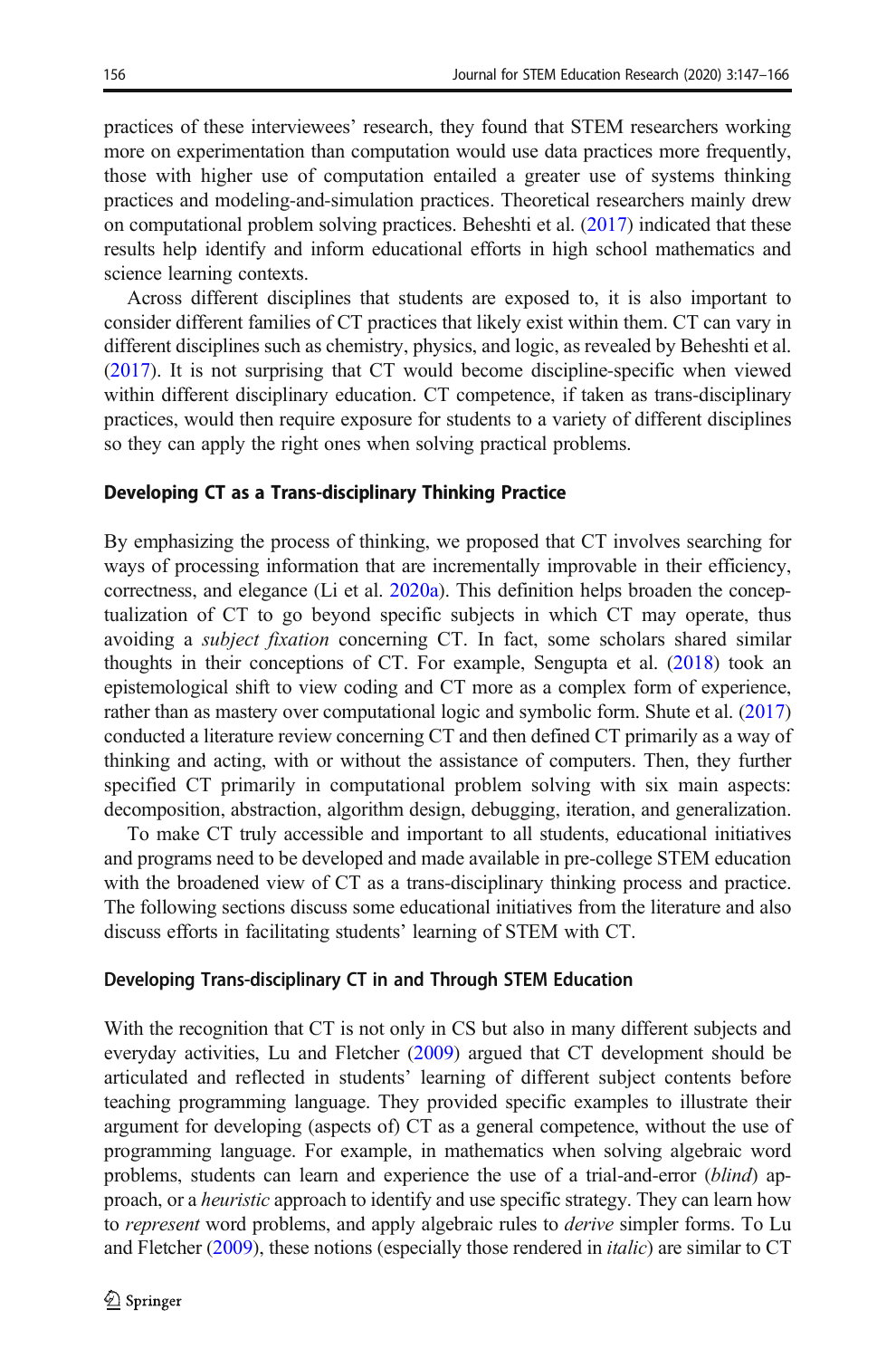practices of these interviewees' research, they found that STEM researchers working more on experimentation than computation would use data practices more frequently, those with higher use of computation entailed a greater use of systems thinking practices and modeling-and-simulation practices. Theoretical researchers mainly drew on computational problem solving practices. Beheshti et al. (2017) indicated that these results help identify and inform educational efforts in high school mathematics and science learning contexts.

Across different disciplines that students are exposed to, it is also important to consider different families of CT practices that likely exist within them. CT can vary in different disciplines such as chemistry, physics, and logic, as revealed by Beheshti et al. (2017). It is not surprising that CT would become discipline-specific when viewed within different disciplinary education. CT competence, if taken as trans-disciplinary practices, would then require exposure for students to a variety of different disciplines so they can apply the right ones when solving practical problems.

### Developing CT as a Trans-disciplinary Thinking Practice

By emphasizing the process of thinking, we proposed that CT involves searching for ways of processing information that are incrementally improvable in their efficiency, correctness, and elegance (Li et al. 2020a). This definition helps broaden the conceptualization of CT to go beyond specific subjects in which CT may operate, thus avoiding a *subject fixation* concerning CT. In fact, some scholars shared similar thoughts in their conceptions of CT. For example, Sengupta et al. (2018) took an epistemological shift to view coding and CT more as a complex form of experience, rather than as mastery over computational logic and symbolic form. Shute et al. (2017) conducted a literature review concerning CT and then defined CT primarily as a way of thinking and acting, with or without the assistance of computers. Then, they further specified CT primarily in computational problem solving with six main aspects: decomposition, abstraction, algorithm design, debugging, iteration, and generalization.

To make CT truly accessible and important to all students, educational initiatives and programs need to be developed and made available in pre-college STEM education with the broadened view of CT as a trans-disciplinary thinking process and practice. The following sections discuss some educational initiatives from the literature and also discuss efforts in facilitating students' learning of STEM with CT.

### Developing Trans-disciplinary CT in and Through STEM Education

With the recognition that CT is not only in CS but also in many different subjects and everyday activities, Lu and Fletcher (2009) argued that CT development should be articulated and reflected in students' learning of different subject contents before teaching programming language. They provided specific examples to illustrate their argument for developing (aspects of) CT as a general competence, without the use of programming language. For example, in mathematics when solving algebraic word problems, students can learn and experience the use of a trial-and-error (*blind*) approach, or a *heuristic* approach to identify and use specific strategy. They can learn how to *represent* word problems, and apply algebraic rules to *derive* simpler forms. To Lu and Fletcher (2009), these notions (especially those rendered in *italic*) are similar to CT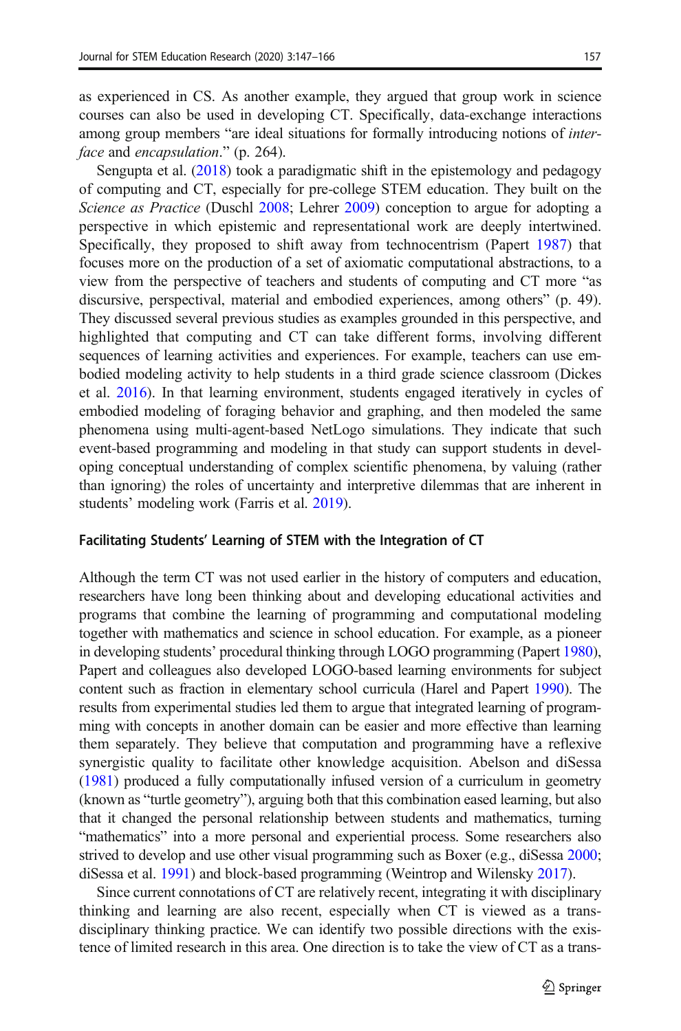as experienced in CS. As another example, they argued that group work in science courses can also be used in developing CT. Specifically, data-exchange interactions among group members "are ideal situations for formally introducing notions of *interface* and *encapsulation*." (p. 264).

Sengupta et al. (2018) took a paradigmatic shift in the epistemology and pedagogy of computing and CT, especially for pre-college STEM education. They built on the *Science as Practice* (Duschl 2008; Lehrer 2009) conception to argue for adopting a perspective in which epistemic and representational work are deeply intertwined. Specifically, they proposed to shift away from technocentrism (Papert 1987) that focuses more on the production of a set of axiomatic computational abstractions, to a view from the perspective of teachers and students of computing and CT more "as discursive, perspectival, material and embodied experiences, among others" (p. 49). They discussed several previous studies as examples grounded in this perspective, and highlighted that computing and CT can take different forms, involving different sequences of learning activities and experiences. For example, teachers can use embodied modeling activity to help students in a third grade science classroom (Dickes et al. 2016). In that learning environment, students engaged iteratively in cycles of embodied modeling of foraging behavior and graphing, and then modeled the same phenomena using multi-agent-based NetLogo simulations. They indicate that such event-based programming and modeling in that study can support students in developing conceptual understanding of complex scientific phenomena, by valuing (rather than ignoring) the roles of uncertainty and interpretive dilemmas that are inherent in students' modeling work (Farris et al. 2019).

### Facilitating Students' Learning of STEM with the Integration of CT

Although the term CT was not used earlier in the history of computers and education, researchers have long been thinking about and developing educational activities and programs that combine the learning of programming and computational modeling together with mathematics and science in school education. For example, as a pioneer in developing students' procedural thinking through LOGO programming (Papert 1980), Papert and colleagues also developed LOGO-based learning environments for subject content such as fraction in elementary school curricula (Harel and Papert 1990). The results from experimental studies led them to argue that integrated learning of programming with concepts in another domain can be easier and more effective than learning them separately. They believe that computation and programming have a reflexive synergistic quality to facilitate other knowledge acquisition. Abelson and diSessa (1981) produced a fully computationally infused version of a curriculum in geometry (known as "turtle geometry"), arguing both that this combination eased learning, but also that it changed the personal relationship between students and mathematics, turning "mathematics" into a more personal and experiential process. Some researchers also strived to develop and use other visual programming such as Boxer (e.g., diSessa 2000; diSessa et al. 1991) and block-based programming (Weintrop and Wilensky 2017).

Since current connotations of CT are relatively recent, integrating it with disciplinary thinking and learning are also recent, especially when CT is viewed as a trans-disciplinary thinking practice. We can identify two possible directions with the existence of limited research in this area. One direction is to take the view of CT as a trans-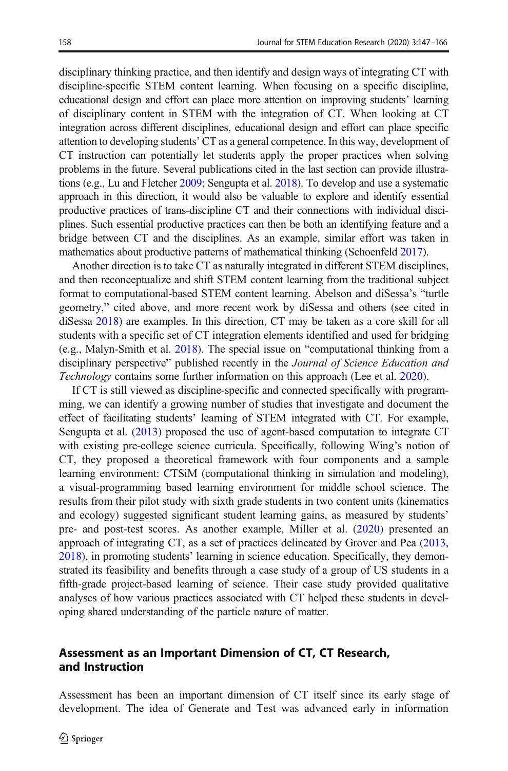disciplinary thinking practice, and then identify and design ways of integrating CT with discipline-specific STEM content learning. When focusing on a specific discipline, educational design and effort can place more attention on improving students' learning of disciplinary content in STEM with the integration of CT. When looking at CT integration across different disciplines, educational design and effort can place specific attention to developing students' CT as a general competence. In this way, development of CT instruction can potentially let students apply the proper practices when solving problems in the future. Several publications cited in the last section can provide illustrations (e.g., Lu and Fletcher 2009; Sengupta et al. 2018). To develop and use a systematic approach in this direction, it would also be valuable to explore and identify essential productive practices of trans-discipline CT and their connections with individual disciplines. Such essential productive practices can then be both an identifying feature and a bridge between CT and the disciplines. As an example, similar effort was taken in mathematics about productive patterns of mathematical thinking (Schoenfeld 2017).

Another direction is to take CT as naturally integrated in different STEM disciplines, and then reconceptualize and shift STEM content learning from the traditional subject format to computational-based STEM content learning. Abelson and diSessa's "turtle geometry," cited above, and more recent work by diSessa and others (see cited in diSessa 2018) are examples. In this direction, CT may be taken as a core skill for all students with a specific set of CT integration elements identified and used for bridging (e.g., Malyn-Smith et al. 2018). The special issue on "computational thinking from a disciplinary perspective" published recently in the *Journal of Science Education and Technology* contains some further information on this approach (Lee et al. 2020).

If CT is still viewed as discipline-specific and connected specifically with programming, we can identify a growing number of studies that investigate and document the effect of facilitating students' learning of STEM integrated with CT. For example, Sengupta et al. (2013) proposed the use of agent-based computation to integrate CT with existing pre-college science curricula. Specifically, following Wing's notion of CT, they proposed a theoretical framework with four components and a sample learning environment: CTSiM (computational thinking in simulation and modeling), a visual-programming based learning environment for middle school science. The results from their pilot study with sixth grade students in two content units (kinematics and ecology) suggested significant student learning gains, as measured by students' pre- and post-test scores. As another example, Miller et al. (2020) presented an approach of integrating CT, as a set of practices delineated by Grover and Pea (2013, 2018), in promoting students' learning in science education. Specifically, they demonstrated its feasibility and benefits through a case study of a group of US students in a fifth-grade project-based learning of science. Their case study provided qualitative analyses of how various practices associated with CT helped these students in developing shared understanding of the particle nature of matter.

## Assessment as an Important Dimension of CT, CT Research, and Instruction

Assessment has been an important dimension of CT itself since its early stage of development. The idea of Generate and Test was advanced early in information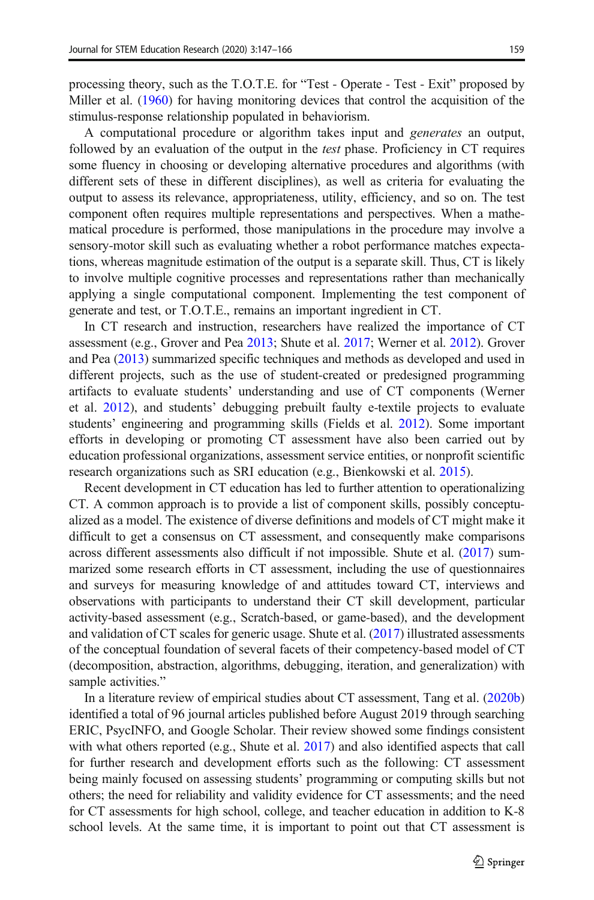processing theory, such as the T.O.T.E. for "Test - Operate - Test - Exit" proposed by Miller et al. (1960) for having monitoring devices that control the acquisition of the stimulus-response relationship populated in behaviorism.

A computational procedure or algorithm takes input and *generates* an output, followed by an evaluation of the output in the *test* phase. Proficiency in CT requires some fluency in choosing or developing alternative procedures and algorithms (with different sets of these in different disciplines), as well as criteria for evaluating the output to assess its relevance, appropriateness, utility, efficiency, and so on. The test component often requires multiple representations and perspectives. When a mathematical procedure is performed, those manipulations in the procedure may involve a sensory-motor skill such as evaluating whether a robot performance matches expectations, whereas magnitude estimation of the output is a separate skill. Thus, CT is likely to involve multiple cognitive processes and representations rather than mechanically applying a single computational component. Implementing the test component of generate and test, or T.O.T.E., remains an important ingredient in CT.

In CT research and instruction, researchers have realized the importance of CT assessment (e.g., Grover and Pea 2013; Shute et al. 2017; Werner et al. 2012). Grover and Pea (2013) summarized specific techniques and methods as developed and used in different projects, such as the use of student-created or predesigned programming artifacts to evaluate students' understanding and use of CT components (Werner et al. 2012), and students' debugging prebuilt faulty e-textile projects to evaluate students' engineering and programming skills (Fields et al. 2012). Some important efforts in developing or promoting CT assessment have also been carried out by education professional organizations, assessment service entities, or nonprofit scientific research organizations such as SRI education (e.g., Bienkowski et al. 2015).

Recent development in CT education has led to further attention to operationalizing CT. A common approach is to provide a list of component skills, possibly conceptualized as a model. The existence of diverse definitions and models of CT might make it difficult to get a consensus on CT assessment, and consequently make comparisons across different assessments also difficult if not impossible. Shute et al. (2017) summarized some research efforts in CT assessment, including the use of questionnaires and surveys for measuring knowledge of and attitudes toward CT, interviews and observations with participants to understand their CT skill development, particular activity-based assessment (e.g., Scratch-based, or game-based), and the development and validation of CT scales for generic usage. Shute et al. (2017) illustrated assessments of the conceptual foundation of several facets of their competency-based model of CT (decomposition, abstraction, algorithms, debugging, iteration, and generalization) with sample activities."

In a literature review of empirical studies about CT assessment, Tang et al. (2020b) identified a total of 96 journal articles published before August 2019 through searching ERIC, PsycINFO, and Google Scholar. Their review showed some findings consistent with what others reported (e.g., Shute et al. 2017) and also identified aspects that call for further research and development efforts such as the following: CT assessment being mainly focused on assessing students' programming or computing skills but not others; the need for reliability and validity evidence for CT assessments; and the need for CT assessments for high school, college, and teacher education in addition to K-8 school levels. At the same time, it is important to point out that CT assessment is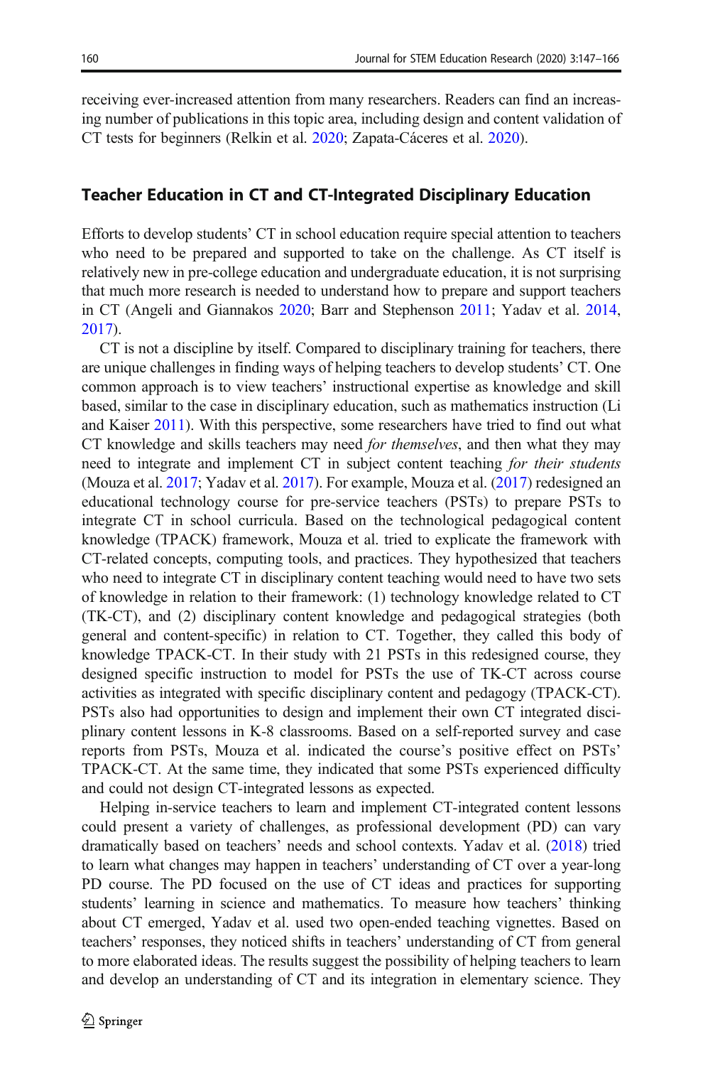receiving ever-increased attention from many researchers. Readers can find an increasing number of publications in this topic area, including design and content validation of CT tests for beginners (Relkin et al. 2020; Zapata-Cáceres et al. 2020).

## Teacher Education in CT and CT-Integrated Disciplinary Education

Efforts to develop students' CT in school education require special attention to teachers who need to be prepared and supported to take on the challenge. As CT itself is relatively new in pre-college education and undergraduate education, it is not surprising that much more research is needed to understand how to prepare and support teachers in CT (Angeli and Giannakos 2020; Barr and Stephenson 2011; Yadav et al. 2014, 2017).

CT is not a discipline by itself. Compared to disciplinary training for teachers, there are unique challenges in finding ways of helping teachers to develop students' CT. One common approach is to view teachers' instructional expertise as knowledge and skill based, similar to the case in disciplinary education, such as mathematics instruction (Li and Kaiser 2011). With this perspective, some researchers have tried to find out what CT knowledge and skills teachers may need *for themselves*, and then what they may need to integrate and implement CT in subject content teaching *for their students* (Mouza et al. 2017; Yadav et al. 2017). For example, Mouza et al. (2017) redesigned an educational technology course for pre-service teachers (PSTs) to prepare PSTs to integrate CT in school curricula. Based on the technological pedagogical content knowledge (TPACK) framework, Mouza et al. tried to explicate the framework with CT-related concepts, computing tools, and practices. They hypothesized that teachers who need to integrate CT in disciplinary content teaching would need to have two sets of knowledge in relation to their framework: (1) technology knowledge related to CT (TK-CT), and (2) disciplinary content knowledge and pedagogical strategies (both general and content-specific) in relation to CT. Together, they called this body of knowledge TPACK-CT. In their study with 21 PSTs in this redesigned course, they designed specific instruction to model for PSTs the use of TK-CT across course activities as integrated with specific disciplinary content and pedagogy (TPACK-CT). PSTs also had opportunities to design and implement their own CT integrated disciplinary content lessons in K-8 classrooms. Based on a self-reported survey and case reports from PSTs, Mouza et al. indicated the course's positive effect on PSTs' TPACK-CT. At the same time, they indicated that some PSTs experienced difficulty and could not design CT-integrated lessons as expected.

Helping in-service teachers to learn and implement CT-integrated content lessons could present a variety of challenges, as professional development (PD) can vary dramatically based on teachers' needs and school contexts. Yadav et al. (2018) tried to learn what changes may happen in teachers' understanding of CT over a year-long PD course. The PD focused on the use of CT ideas and practices for supporting students' learning in science and mathematics. To measure how teachers' thinking about CT emerged, Yadav et al. used two open-ended teaching vignettes. Based on teachers' responses, they noticed shifts in teachers' understanding of CT from general to more elaborated ideas. The results suggest the possibility of helping teachers to learn and develop an understanding of CT and its integration in elementary science. They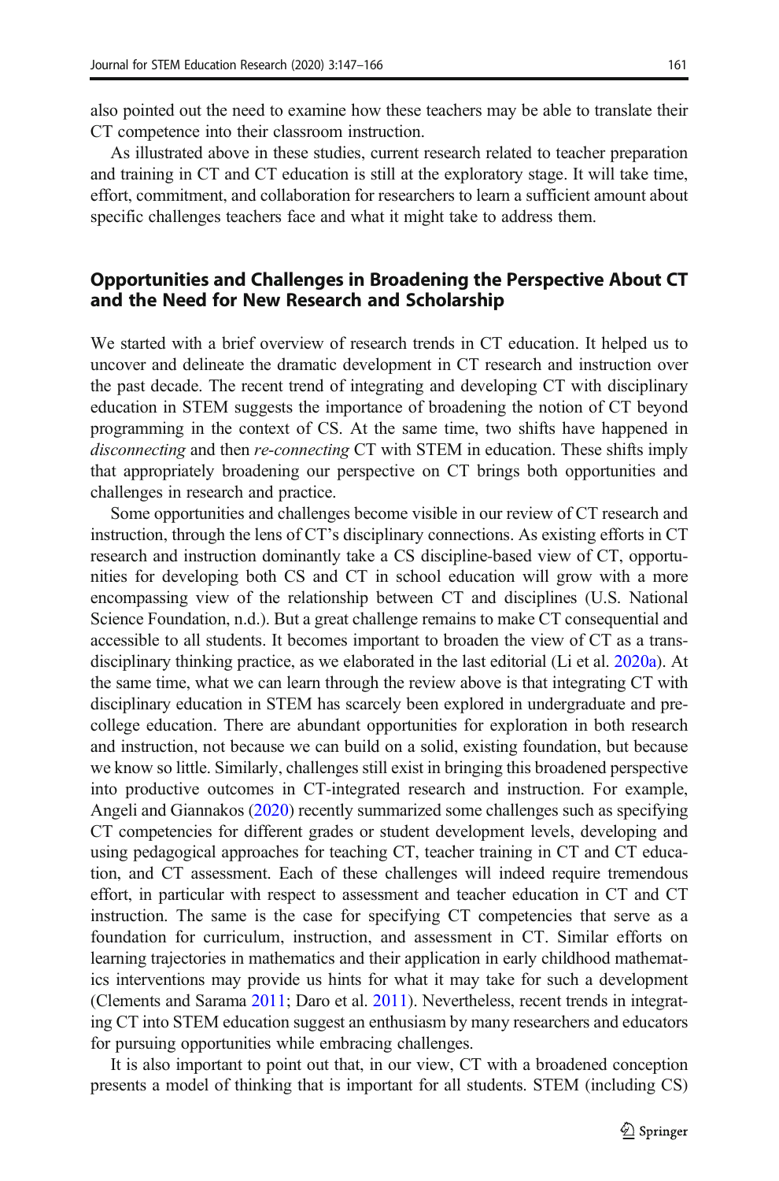also pointed out the need to examine how these teachers may be able to translate their CT competence into their classroom instruction.

As illustrated above in these studies, current research related to teacher preparation and training in CT and CT education is still at the exploratory stage. It will take time, effort, commitment, and collaboration for researchers to learn a sufficient amount about specific challenges teachers face and what it might take to address them.

## Opportunities and Challenges in Broadening the Perspective About CT and the Need for New Research and Scholarship

We started with a brief overview of research trends in CT education. It helped us to uncover and delineate the dramatic development in CT research and instruction over the past decade. The recent trend of integrating and developing CT with disciplinary education in STEM suggests the importance of broadening the notion of CT beyond programming in the context of CS. At the same time, two shifts have happened in *disconnecting* and then *re-connecting* CT with STEM in education. These shifts imply that appropriately broadening our perspective on CT brings both opportunities and challenges in research and practice.

Some opportunities and challenges become visible in our review of CT research and instruction, through the lens of CT's disciplinary connections. As existing efforts in CT research and instruction dominantly take a CS discipline-based view of CT, opportunities for developing both CS and CT in school education will grow with a more encompassing view of the relationship between CT and disciplines (U.S. National Science Foundation, n.d.). But a great challenge remains to make CT consequential and accessible to all students. It becomes important to broaden the view of CT as a trans-disciplinary thinking practice, as we elaborated in the last editorial (Li et al. 2020a). At the same time, what we can learn through the review above is that integrating CT with disciplinary education in STEM has scarcely been explored in undergraduate and pre-college education. There are abundant opportunities for exploration in both research and instruction, not because we can build on a solid, existing foundation, but because we know so little. Similarly, challenges still exist in bringing this broadened perspective into productive outcomes in CT-integrated research and instruction. For example, Angeli and Giannakos (2020) recently summarized some challenges such as specifying CT competencies for different grades or student development levels, developing and using pedagogical approaches for teaching CT, teacher training in CT and CT education, and CT assessment. Each of these challenges will indeed require tremendous effort, in particular with respect to assessment and teacher education in CT and CT instruction. The same is the case for specifying CT competencies that serve as a foundation for curriculum, instruction, and assessment in CT. Similar efforts on learning trajectories in mathematics and their application in early childhood mathematics interventions may provide us hints for what it may take for such a development (Clements and Sarama 2011; Daro et al. 2011). Nevertheless, recent trends in integrating CT into STEM education suggest an enthusiasm by many researchers and educators for pursuing opportunities while embracing challenges.

It is also important to point out that, in our view, CT with a broadened conception presents a model of thinking that is important for all students. STEM (including CS)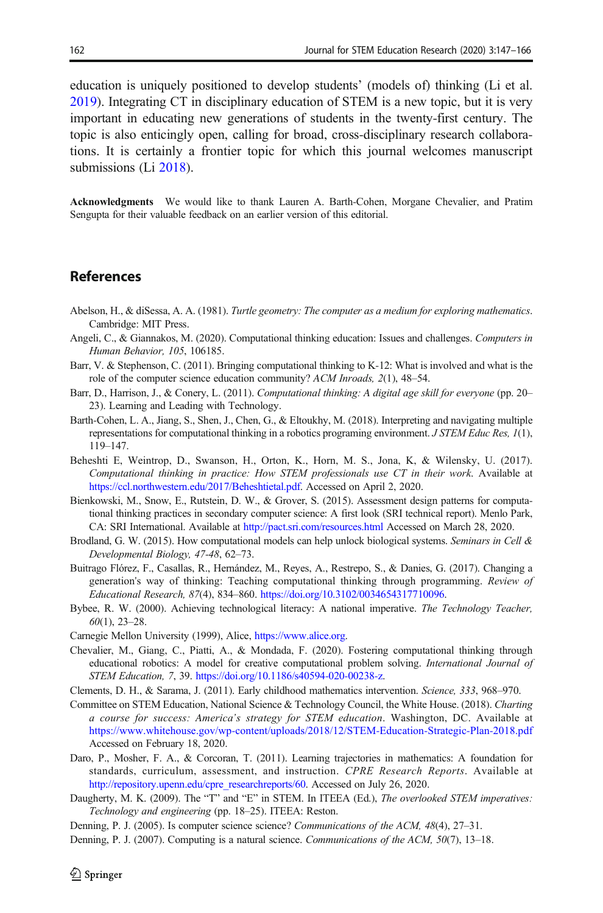education is uniquely positioned to develop students' (models of) thinking (Li et al. 2019). Integrating CT in disciplinary education of STEM is a new topic, but it is very important in educating new generations of students in the twenty-first century. The topic is also enticingly open, calling for broad, cross-disciplinary research collaborations. It is certainly a frontier topic for which this journal welcomes manuscript submissions (Li 2018).

**Acknowledgments** We would like to thank Lauren A. Barth-Cohen, Morgane Chevalier, and Pratim Sengupta for their valuable feedback on an earlier version of this editorial.

## References

Abelson, H., & diSessa, A. A. (1981). *Turtle geometry: The computer as a medium for exploring mathematics*. Cambridge: MIT Press.

Angeli, C., & Giannakos, M. (2020). Computational thinking education: Issues and challenges. *Computers in Human Behavior, 105*, 106185.

Barr, V. & Stephenson, C. (2011). Bringing computational thinking to K-12: What is involved and what is the role of the computer science education community? *ACM Inroads, 2*(1), 48–54.

Barr, D., Harrison, J., & Conery, L. (2011). *Computational thinking: A digital age skill for everyone* (pp. 20–23). Learning and Leading with Technology.

Barth-Cohen, L. A., Jiang, S., Shen, J., Chen, G., & Eltoukhy, M. (2018). Interpreting and navigating multiple representations for computational thinking in a robotics programing environment. *J STEM Educ Res, 1*(1), 119–147.

Beheshti E, Weintrop, D., Swanson, H., Orton, K., Horn, M. S., Jona, K, & Wilensky, U. (2017). *Computational thinking in practice: How STEM professionals use CT in their work*. Available at https://ccl.northwestern.edu/2017/Beheshtietal.pdf. Accessed on April 2, 2020.

Bienkowski, M., Snow, E., Rutstein, D. W., & Grover, S. (2015). Assessment design patterns for computational thinking practices in secondary computer science: A first look (SRI technical report). Menlo Park, CA: SRI International. Available at http://pact.sri.com/resources.html Accessed on March 28, 2020.

Brodland, G. W. (2015). How computational models can help unlock biological systems. *Seminars in Cell & Developmental Biology, 47-48*, 62–73.

Buitrago Flórez, F., Casallas, R., Hernández, M., Reyes, A., Restrepo, S., & Danies, G. (2017). Changing a generation's way of thinking: Teaching computational thinking through programming. *Review of Educational Research, 87*(4), 834–860. https://doi.org/10.3102/0034654317710096.

Bybee, R. W. (2000). Achieving technological literacy: A national imperative. *The Technology Teacher, 60*(1), 23–28.

Carnegie Mellon University (1999), Alice, https://www.alice.org.

Chevalier, M., Giang, C., Piatti, A., & Mondada, F. (2020). Fostering computational thinking through educational robotics: A model for creative computational problem solving. *International Journal of STEM Education, 7*, 39. https://doi.org/10.1186/s40594-020-00238-z.

Clements, D. H., & Sarama, J. (2011). Early childhood mathematics intervention. *Science, 333*, 968–970.

Committee on STEM Education, National Science & Technology Council, the White House. (2018). *Charting a course for success: America's strategy for STEM education*. Washington, DC. Available at https://www.whitehouse.gov/wp-content/uploads/2018/12/STEM-Education-Strategic-Plan-2018.pdf Accessed on February 18, 2020.

Daro, P., Mosher, F. A., & Corcoran, T. (2011). Learning trajectories in mathematics: A foundation for standards, curriculum, assessment, and instruction. *CPRE Research Reports*. Available at http://repository.upenn.edu/cpre_researchreports/60. Accessed on July 26, 2020.

Daugherty, M. K. (2009). The "T" and "E" in STEM. In ITEEA (Ed.), *The overlooked STEM imperatives: Technology and engineering* (pp. 18–25). ITEEA: Reston.

Denning, P. J. (2005). Is computer science science? *Communications of the ACM, 48*(4), 27–31.

Denning, P. J. (2007). Computing is a natural science. *Communications of the ACM, 50*(7), 13–18.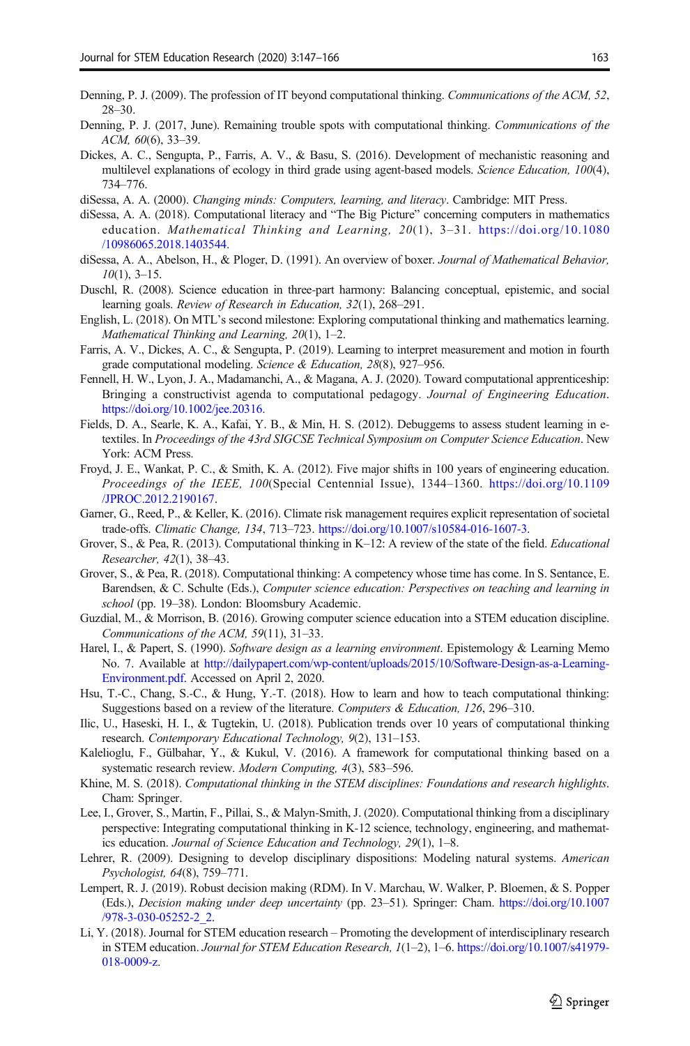Denning, P. J. (2009). The profession of IT beyond computational thinking. *Communications of the ACM, 52*, 28–30.

Denning, P. J. (2017, June). Remaining trouble spots with computational thinking. *Communications of the ACM, 60*(6), 33–39.

Dickes, A. C., Sengupta, P., Farris, A. V., & Basu, S. (2016). Development of mechanistic reasoning and multilevel explanations of ecology in third grade using agent-based models. *Science Education, 100*(4), 734–776.

diSessa, A. A. (2000). *Changing minds: Computers, learning, and literacy*. Cambridge: MIT Press.

diSessa, A. A. (2018). Computational literacy and "The Big Picture" concerning computers in mathematics education. *Mathematical Thinking and Learning, 20*(1), 3–31. https://doi.org/10.1080/10986065.2018.1403544.

diSessa, A. A., Abelson, H., & Ploger, D. (1991). An overview of boxer. *Journal of Mathematical Behavior, 10*(1), 3–15.

Duschl, R. (2008). Science education in three-part harmony: Balancing conceptual, epistemic, and social learning goals. *Review of Research in Education, 32*(1), 268–291.

English, L. (2018). On MTL's second milestone: Exploring computational thinking and mathematics learning. *Mathematical Thinking and Learning, 20*(1), 1–2.

Farris, A. V., Dickes, A. C., & Sengupta, P. (2019). Learning to interpret measurement and motion in fourth grade computational modeling. *Science & Education, 28*(8), 927–956.

Fennell, H. W., Lyon, J. A., Madamanchi, A., & Magana, A. J. (2020). Toward computational apprenticeship: Bringing a constructivist agenda to computational pedagogy. *Journal of Engineering Education*. https://doi.org/10.1002/jee.20316.

Fields, D. A., Searle, K. A., Kafai, Y. B., & Min, H. S. (2012). Debuggems to assess student learning in e-textiles. In *Proceedings of the 43rd SIGCSE Technical Symposium on Computer Science Education*. New York: ACM Press.

Froyd, J. E., Wankat, P. C., & Smith, K. A. (2012). Five major shifts in 100 years of engineering education. *Proceedings of the IEEE, 100*(Special Centennial Issue), 1344–1360. https://doi.org/10.1109/JPROC.2012.2190167.

Garner, G., Reed, P., & Keller, K. (2016). Climate risk management requires explicit representation of societal trade-offs. *Climatic Change, 134*, 713–723. https://doi.org/10.1007/s10584-016-1607-3.

Grover, S., & Pea, R. (2013). Computational thinking in K–12: A review of the state of the field. *Educational Researcher, 42*(1), 38–43.

Grover, S., & Pea, R. (2018). Computational thinking: A competency whose time has come. In S. Sentance, E. Barendsen, & C. Schulte (Eds.), *Computer science education: Perspectives on teaching and learning in school* (pp. 19–38). London: Bloomsbury Academic.

Guzdial, M., & Morrison, B. (2016). Growing computer science education into a STEM education discipline. *Communications of the ACM, 59*(11), 31–33.

Harel, I., & Papert, S. (1990). *Software design as a learning environment*. Epistemology & Learning Memo No. 7. Available at http://dailypapert.com/wp-content/uploads/2015/10/Software-Design-as-a-Learning-Environment.pdf. Accessed on April 2, 2020.

Hsu, T.-C., Chang, S.-C., & Hung, Y.-T. (2018). How to learn and how to teach computational thinking: Suggestions based on a review of the literature. *Computers & Education, 126*, 296–310.

Ilic, U., Haseski, H. I., & Tugtekin, U. (2018). Publication trends over 10 years of computational thinking research. *Contemporary Educational Technology, 9*(2), 131–153.

Kalelioglu, F., Gülbahar, Y., & Kukul, V. (2016). A framework for computational thinking based on a systematic research review. *Modern Computing, 4*(3), 583–596.

Khine, M. S. (2018). *Computational thinking in the STEM disciplines: Foundations and research highlights*. Cham: Springer.

Lee, I., Grover, S., Martin, F., Pillai, S., & Malyn-Smith, J. (2020). Computational thinking from a disciplinary perspective: Integrating computational thinking in K-12 science, technology, engineering, and mathematics education. *Journal of Science Education and Technology, 29*(1), 1–8.

Lehrer, R. (2009). Designing to develop disciplinary dispositions: Modeling natural systems. *American Psychologist, 64*(8), 759–771.

Lempert, R. J. (2019). Robust decision making (RDM). In V. Marchau, W. Walker, P. Bloemen, & S. Popper (Eds.), *Decision making under deep uncertainty* (pp. 23–51). Springer: Cham. https://doi.org/10.1007/978-3-030-05252-2_2.

Li, Y. (2018). Journal for STEM education research – Promoting the development of interdisciplinary research in STEM education. *Journal for STEM Education Research, 1*(1–2), 1–6. https://doi.org/10.1007/s41979-018-0009-z.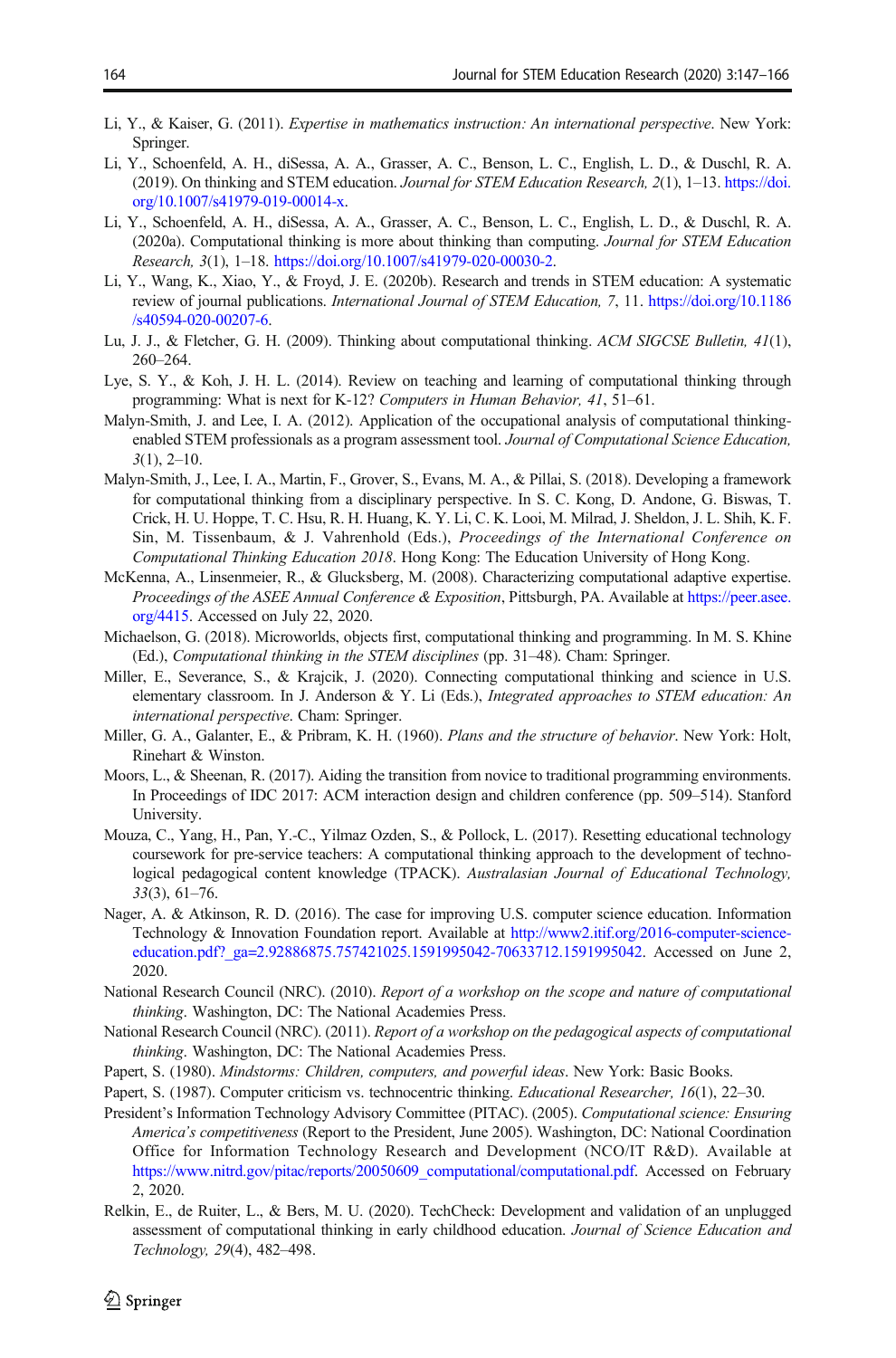Li, Y., & Kaiser, G. (2011). *Expertise in mathematics instruction: An international perspective*. New York: Springer.

Li, Y., Schoenfeld, A. H., diSessa, A. A., Grasser, A. C., Benson, L. C., English, L. D., & Duschl, R. A. (2019). On thinking and STEM education. *Journal for STEM Education Research, 2*(1), 1–13. https://doi.org/10.1007/s41979-019-00014-x.

Li, Y., Schoenfeld, A. H., diSessa, A. A., Grasser, A. C., Benson, L. C., English, L. D., & Duschl, R. A. (2020a). Computational thinking is more about thinking than computing. *Journal for STEM Education Research, 3*(1), 1–18. https://doi.org/10.1007/s41979-020-00030-2.

Li, Y., Wang, K., Xiao, Y., & Froyd, J. E. (2020b). Research and trends in STEM education: A systematic review of journal publications. *International Journal of STEM Education, 7*, 11. https://doi.org/10.1186/s40594-020-00207-6.

Lu, J. J., & Fletcher, G. H. (2009). Thinking about computational thinking. *ACM SIGCSE Bulletin, 41*(1), 260–264.

Lye, S. Y., & Koh, J. H. L. (2014). Review on teaching and learning of computational thinking through programming: What is next for K-12? *Computers in Human Behavior, 41*, 51–61.

Malyn-Smith, J. and Lee, I. A. (2012). Application of the occupational analysis of computational thinking-enabled STEM professionals as a program assessment tool. *Journal of Computational Science Education, 3*(1), 2–10.

Malyn-Smith, J., Lee, I. A., Martin, F., Grover, S., Evans, M. A., & Pillai, S. (2018). Developing a framework for computational thinking from a disciplinary perspective. In S. C. Kong, D. Andone, G. Biswas, T. Crick, H. U. Hoppe, T. C. Hsu, R. H. Huang, K. Y. Li, C. K. Looi, M. Milrad, J. Sheldon, J. L. Shih, K. F. Sin, M. Tissenbaum, & J. Vahrenhold (Eds.), *Proceedings of the International Conference on Computational Thinking Education 2018*. Hong Kong: The Education University of Hong Kong.

McKenna, A., Linsenmeier, R., & Glucksberg, M. (2008). Characterizing computational adaptive expertise. *Proceedings of the ASEE Annual Conference & Exposition*, Pittsburgh, PA. Available at https://peer.asee.org/4415. Accessed on July 22, 2020.

Michaelson, G. (2018). Microworlds, objects first, computational thinking and programming. In M. S. Khine (Ed.), *Computational thinking in the STEM disciplines* (pp. 31–48). Cham: Springer.

Miller, E., Severance, S., & Krajcik, J. (2020). Connecting computational thinking and science in U.S. elementary classroom. In J. Anderson & Y. Li (Eds.), *Integrated approaches to STEM education: An international perspective*. Cham: Springer.

Miller, G. A., Galanter, E., & Pribram, K. H. (1960). *Plans and the structure of behavior*. New York: Holt, Rinehart & Winston.

Moors, L., & Sheenan, R. (2017). Aiding the transition from novice to traditional programming environments. In Proceedings of IDC 2017: ACM interaction design and children conference (pp. 509–514). Stanford University.

Mouza, C., Yang, H., Pan, Y.-C., Yilmaz Ozden, S., & Pollock, L. (2017). Resetting educational technology coursework for pre-service teachers: A computational thinking approach to the development of technological pedagogical content knowledge (TPACK). *Australasian Journal of Educational Technology, 33*(3), 61–76.

Nager, A. & Atkinson, R. D. (2016). The case for improving U.S. computer science education. Information Technology & Innovation Foundation report. Available at http://www2.itif.org/2016-computer-science-education.pdf?_ga=2.92886875.757421025.1591995042-70633712.1591995042. Accessed on June 2, 2020.

National Research Council (NRC). (2010). *Report of a workshop on the scope and nature of computational thinking*. Washington, DC: The National Academies Press.

National Research Council (NRC). (2011). *Report of a workshop on the pedagogical aspects of computational thinking*. Washington, DC: The National Academies Press.

Papert, S. (1980). *Mindstorms: Children, computers, and powerful ideas*. New York: Basic Books.

Papert, S. (1987). Computer criticism vs. technocentric thinking. *Educational Researcher, 16*(1), 22–30.

President's Information Technology Advisory Committee (PITAC). (2005). *Computational science: Ensuring America's competitiveness* (Report to the President, June 2005). Washington, DC: National Coordination Office for Information Technology Research and Development (NCO/IT R&D). Available at https://www.nitrd.gov/pitac/reports/20050609_computational/computational.pdf. Accessed on February 2, 2020.

Relkin, E., de Ruiter, L., & Bers, M. U. (2020). TechCheck: Development and validation of an unplugged assessment of computational thinking in early childhood education. *Journal of Science Education and Technology, 29*(4), 482–498.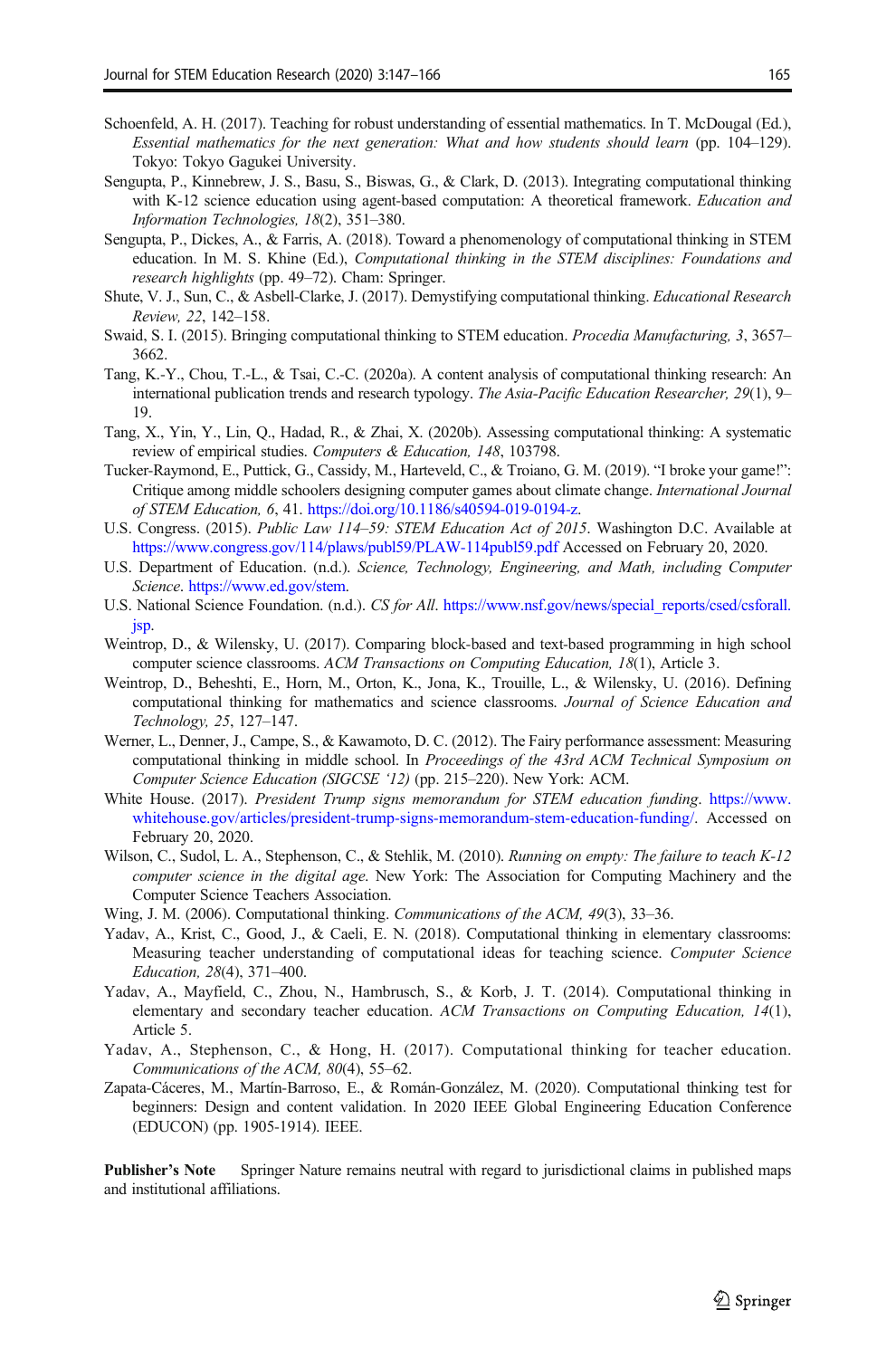Schoenfeld, A. H. (2017). Teaching for robust understanding of essential mathematics. In T. McDougal (Ed.), *Essential mathematics for the next generation: What and how students should learn* (pp. 104–129). Tokyo: Tokyo Gagukei University.

Sengupta, P., Kinnebrew, J. S., Basu, S., Biswas, G., & Clark, D. (2013). Integrating computational thinking with K-12 science education using agent-based computation: A theoretical framework. *Education and Information Technologies, 18*(2), 351–380.

Sengupta, P., Dickes, A., & Farris, A. (2018). Toward a phenomenology of computational thinking in STEM education. In M. S. Khine (Ed.), *Computational thinking in the STEM disciplines: Foundations and research highlights* (pp. 49–72). Cham: Springer.

Shute, V. J., Sun, C., & Asbell-Clarke, J. (2017). Demystifying computational thinking. *Educational Research Review, 22*, 142–158.

Swaid, S. I. (2015). Bringing computational thinking to STEM education. *Procedia Manufacturing, 3*, 3657–3662.

Tang, K.-Y., Chou, T.-L., & Tsai, C.-C. (2020a). A content analysis of computational thinking research: An international publication trends and research typology. *The Asia-Pacific Education Researcher, 29*(1), 9–19.

Tang, X., Yin, Y., Lin, Q., Hadad, R., & Zhai, X. (2020b). Assessing computational thinking: A systematic review of empirical studies. *Computers & Education, 148*, 103798.

Tucker-Raymond, E., Puttick, G., Cassidy, M., Harteveld, C., & Troiano, G. M. (2019). "I broke your game!": Critique among middle schoolers designing computer games about climate change. *International Journal of STEM Education, 6*, 41. https://doi.org/10.1186/s40594-019-0194-z.

U.S. Congress. (2015). *Public Law 114–59: STEM Education Act of 2015*. Washington D.C. Available at https://www.congress.gov/114/plaws/publ59/PLAW-114publ59.pdf Accessed on February 20, 2020.

U.S. Department of Education. (n.d.). *Science, Technology, Engineering, and Math, including Computer Science*. https://www.ed.gov/stem.

U.S. National Science Foundation. (n.d.). *CS for All*. https://www.nsf.gov/news/special_reports/csed/csforall.jsp.

Weintrop, D., & Wilensky, U. (2017). Comparing block-based and text-based programming in high school computer science classrooms. *ACM Transactions on Computing Education, 18*(1), Article 3.

Weintrop, D., Beheshti, E., Horn, M., Orton, K., Jona, K., Trouille, L., & Wilensky, U. (2016). Defining computational thinking for mathematics and science classrooms. *Journal of Science Education and Technology, 25*, 127–147.

Werner, L., Denner, J., Campe, S., & Kawamoto, D. C. (2012). The Fairy performance assessment: Measuring computational thinking in middle school. In *Proceedings of the 43rd ACM Technical Symposium on Computer Science Education (SIGCSE '12)* (pp. 215–220). New York: ACM.

White House. (2017). *President Trump signs memorandum for STEM education funding*. https://www.whitehouse.gov/articles/president-trump-signs-memorandum-stem-education-funding/. Accessed on February 20, 2020.

Wilson, C., Sudol, L. A., Stephenson, C., & Stehlik, M. (2010). *Running on empty: The failure to teach K-12 computer science in the digital age*. New York: The Association for Computing Machinery and the Computer Science Teachers Association.

Wing, J. M. (2006). Computational thinking. *Communications of the ACM, 49*(3), 33–36.

Yadav, A., Krist, C., Good, J., & Caeli, E. N. (2018). Computational thinking in elementary classrooms: Measuring teacher understanding of computational ideas for teaching science. *Computer Science Education, 28*(4), 371–400.

Yadav, A., Mayfield, C., Zhou, N., Hambrusch, S., & Korb, J. T. (2014). Computational thinking in elementary and secondary teacher education. *ACM Transactions on Computing Education, 14*(1), Article 5.

Yadav, A., Stephenson, C., & Hong, H. (2017). Computational thinking for teacher education. *Communications of the ACM, 80*(4), 55–62.

Zapata-Cáceres, M., Martín-Barroso, E., & Román-González, M. (2020). Computational thinking test for beginners: Design and content validation. In 2020 IEEE Global Engineering Education Conference (EDUCON) (pp. 1905-1914). IEEE.

**Publisher's Note** Springer Nature remains neutral with regard to jurisdictional claims in published maps and institutional affiliations.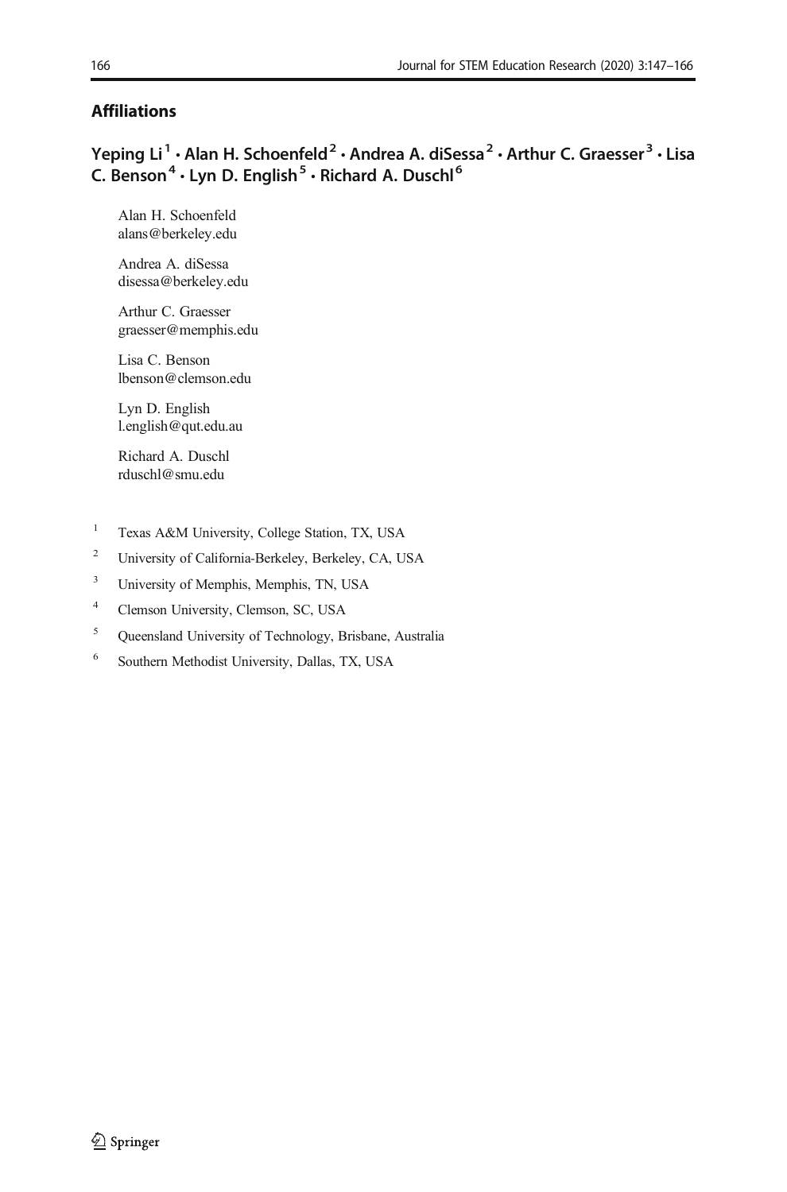## Affiliations

**Yeping Li[1] · Alan H. Schoenfeld[2] · Andrea A. diSessa[2] · Arthur C. Graesser[3] · Lisa C. Benson[4] · Lyn D. English[5] · Richard A. Duschl[6]**

Alan H. Schoenfeld
alans@berkeley.edu

Andrea A. diSessa
disessa@berkeley.edu

Arthur C. Graesser
graesser@memphis.edu

Lisa C. Benson
lbenson@clemson.edu

Lyn D. English
l.english@qut.edu.au

Richard A. Duschl
rduschl@smu.edu

[1] Texas A&M University, College Station, TX, USA

[2] University of California-Berkeley, Berkeley, CA, USA

[3] University of Memphis, Memphis, TN, USA

[4] Clemson University, Clemson, SC, USA

[5] Queensland University of Technology, Brisbane, Australia

[6] Southern Methodist University, Dallas, TX, USA